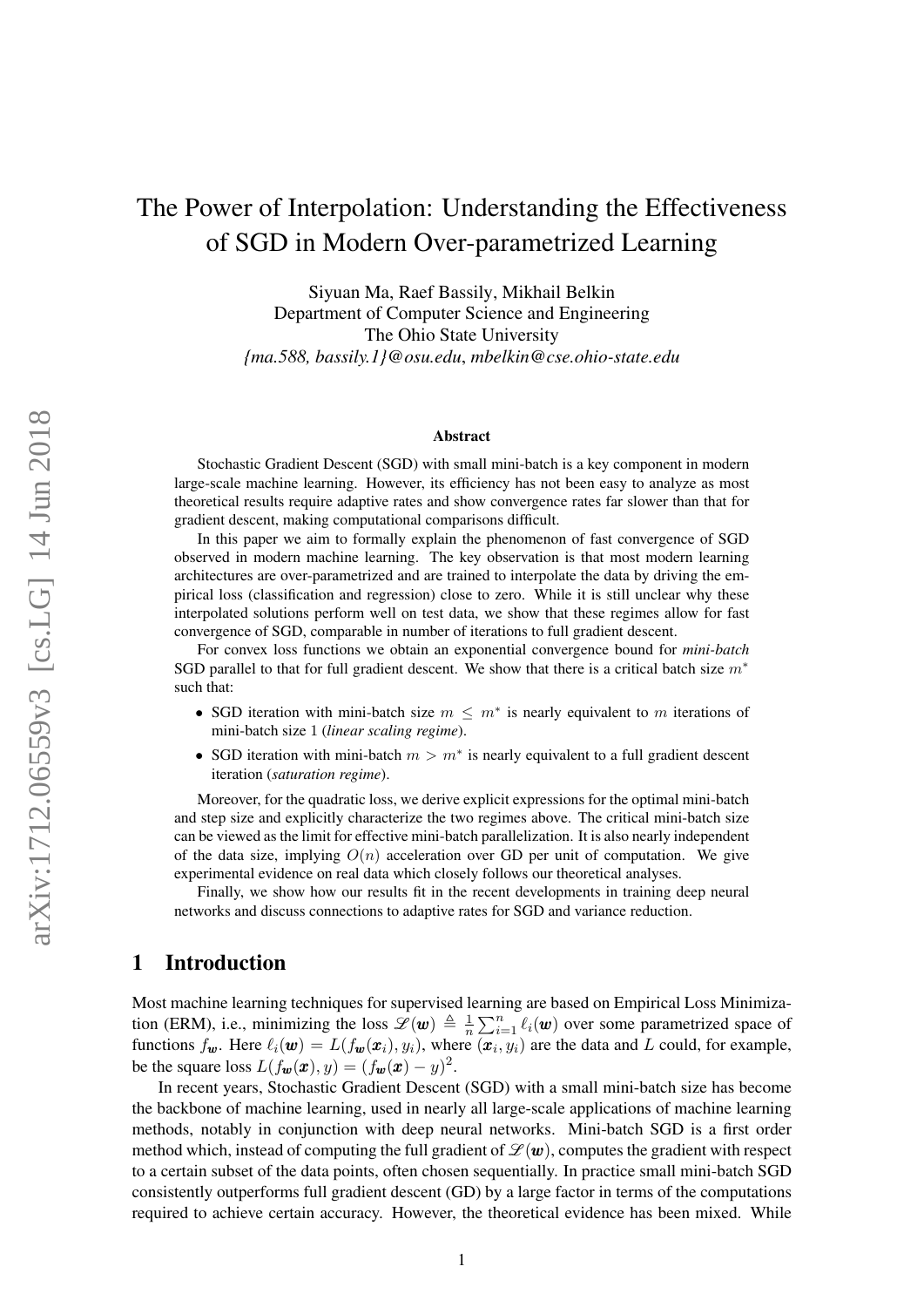# The Power of Interpolation: Understanding the Effectiveness of SGD in Modern Over-parametrized Learning

Siyuan Ma, Raef Bassily, Mikhail Belkin
Department of Computer Science and Engineering
The Ohio State University
*{ma.588, bassily.1}@osu.edu*, *mbelkin@cse.ohio-state.edu*

### Abstract

Stochastic Gradient Descent (SGD) with small mini-batch is a key component in modern large-scale machine learning. However, its efficiency has not been easy to analyze as most theoretical results require adaptive rates and show convergence rates far slower than that for gradient descent, making computational comparisons difficult.

In this paper we aim to formally explain the phenomenon of fast convergence of SGD observed in modern machine learning. The key observation is that most modern learning architectures are over-parametrized and are trained to interpolate the data by driving the empirical loss (classification and regression) close to zero. While it is still unclear why these interpolated solutions perform well on test data, we show that these regimes allow for fast convergence of SGD, comparable in number of iterations to full gradient descent.

For convex loss functions we obtain an exponential convergence bound for *mini-batch* SGD parallel to that for full gradient descent. We show that there is a critical batch size $m^*$ such that:

- SGD iteration with mini-batch size $m \leq m^*$ is nearly equivalent to $m$ iterations of mini-batch size 1 (*linear scaling regime*).
- SGD iteration with mini-batch $m > m^*$ is nearly equivalent to a full gradient descent iteration (*saturation regime*).

Moreover, for the quadratic loss, we derive explicit expressions for the optimal mini-batch and step size and explicitly characterize the two regimes above. The critical mini-batch size can be viewed as the limit for effective mini-batch parallelization. It is also nearly independent of the data size, implying $O(n)$ acceleration over GD per unit of computation. We give experimental evidence on real data which closely follows our theoretical analyses.

Finally, we show how our results fit in the recent developments in training deep neural networks and discuss connections to adaptive rates for SGD and variance reduction.

## 1 Introduction

Most machine learning techniques for supervised learning are based on Empirical Loss Minimization (ERM), i.e., minimizing the loss $\mathscr{L}(\boldsymbol{w}) \triangleq \frac{1}{n}\sum_{i=1}^{n} \ell_i(\boldsymbol{w})$ over some parametrized space of functions $f_{\boldsymbol{w}}$. Here $\ell_i(\boldsymbol{w}) = L(f_{\boldsymbol{w}}(\boldsymbol{x}_i), y_i)$, where $(\boldsymbol{x}_i, y_i)$ are the data and $L$ could, for example, be the square loss $L(f_{\boldsymbol{w}}(\boldsymbol{x}), y) = (f_{\boldsymbol{w}}(\boldsymbol{x}) - y)^2$.

In recent years, Stochastic Gradient Descent (SGD) with a small mini-batch size has become the backbone of machine learning, used in nearly all large-scale applications of machine learning methods, notably in conjunction with deep neural networks. Mini-batch SGD is a first order method which, instead of computing the full gradient of $\mathscr{L}(\boldsymbol{w})$, computes the gradient with respect to a certain subset of the data points, often chosen sequentially. In practice small mini-batch SGD consistently outperforms full gradient descent (GD) by a large factor in terms of the computations required to achieve certain accuracy. However, the theoretical evidence has been mixed. While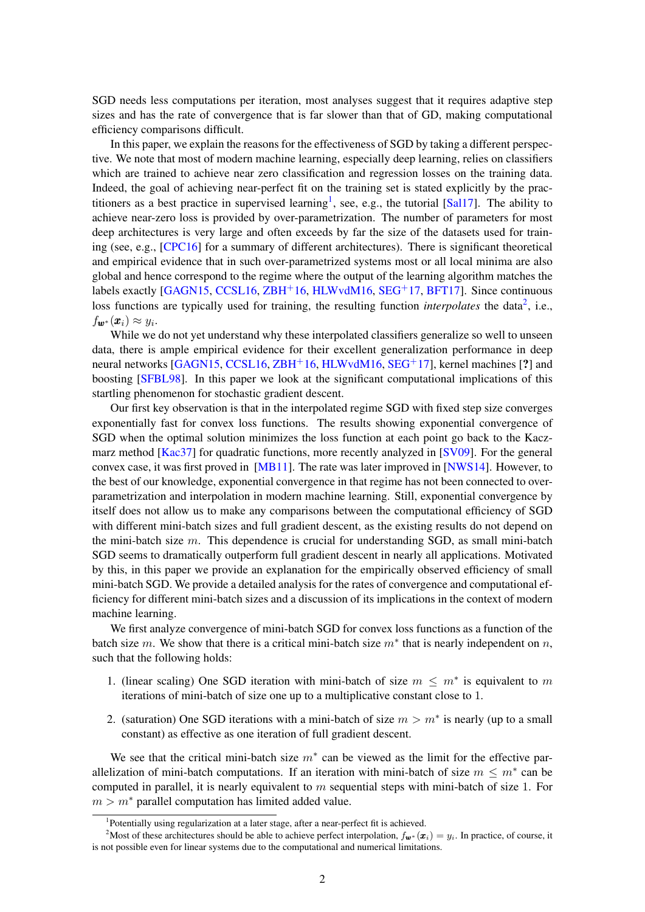SGD needs less computations per iteration, most analyses suggest that it requires adaptive step sizes and has the rate of convergence that is far slower than that of GD, making computational efficiency comparisons difficult.

In this paper, we explain the reasons for the effectiveness of SGD by taking a different perspective. We note that most of modern machine learning, especially deep learning, relies on classifiers which are trained to achieve near zero classification and regression losses on the training data. Indeed, the goal of achieving near-perfect fit on the training set is stated explicitly by the practitioners as a best practice in supervised learning[1], see, e.g., the tutorial [Sal17]. The ability to achieve near-zero loss is provided by over-parametrization. The number of parameters for most deep architectures is very large and often exceeds by far the size of the datasets used for training (see, e.g., [CPC16] for a summary of different architectures). There is significant theoretical and empirical evidence that in such over-parametrized systems most or all local minima are also global and hence correspond to the regime where the output of the learning algorithm matches the labels exactly [GAGN15, CCSL16, ZBH+16, HLWvdM16, SEG+17, BFT17]. Since continuous loss functions are typically used for training, the resulting function *interpolates* the data[2], i.e., $f_{\boldsymbol{w}^*}(\boldsymbol{x}_i) \approx y_i$.

While we do not yet understand why these interpolated classifiers generalize so well to unseen data, there is ample empirical evidence for their excellent generalization performance in deep neural networks [GAGN15, CCSL16, ZBH+16, HLWvdM16, SEG+17], kernel machines [?] and boosting [SFBL98]. In this paper we look at the significant computational implications of this startling phenomenon for stochastic gradient descent.

Our first key observation is that in the interpolated regime SGD with fixed step size converges exponentially fast for convex loss functions. The results showing exponential convergence of SGD when the optimal solution minimizes the loss function at each point go back to the Kaczmarz method [Kac37] for quadratic functions, more recently analyzed in [SV09]. For the general convex case, it was first proved in [MB11]. The rate was later improved in [NWS14]. However, to the best of our knowledge, exponential convergence in that regime has not been connected to over-parametrization and interpolation in modern machine learning. Still, exponential convergence by itself does not allow us to make any comparisons between the computational efficiency of SGD with different mini-batch sizes and full gradient descent, as the existing results do not depend on the mini-batch size $m$. This dependence is crucial for understanding SGD, as small mini-batch SGD seems to dramatically outperform full gradient descent in nearly all applications. Motivated by this, in this paper we provide an explanation for the empirically observed efficiency of small mini-batch SGD. We provide a detailed analysis for the rates of convergence and computational efficiency for different mini-batch sizes and a discussion of its implications in the context of modern machine learning.

We first analyze convergence of mini-batch SGD for convex loss functions as a function of the batch size $m$. We show that there is a critical mini-batch size $m^*$ that is nearly independent on $n$, such that the following holds:

1. (linear scaling) One SGD iteration with mini-batch of size $m \le m^*$ is equivalent to $m$ iterations of mini-batch of size one up to a multiplicative constant close to 1.
2. (saturation) One SGD iterations with a mini-batch of size $m > m^*$ is nearly (up to a small constant) as effective as one iteration of full gradient descent.

We see that the critical mini-batch size $m^*$ can be viewed as the limit for the effective parallelization of mini-batch computations. If an iteration with mini-batch of size $m \le m^*$ can be computed in parallel, it is nearly equivalent to $m$ sequential steps with mini-batch of size 1. For $m > m^*$ parallel computation has limited added value.

[1] Potentially using regularization at a later stage, after a near-perfect fit is achieved.

[2] Most of these architectures should be able to achieve perfect interpolation, $f_{\boldsymbol{w}^*}(\boldsymbol{x}_i) = y_i$. In practice, of course, it is not possible even for linear systems due to the computational and numerical limitations.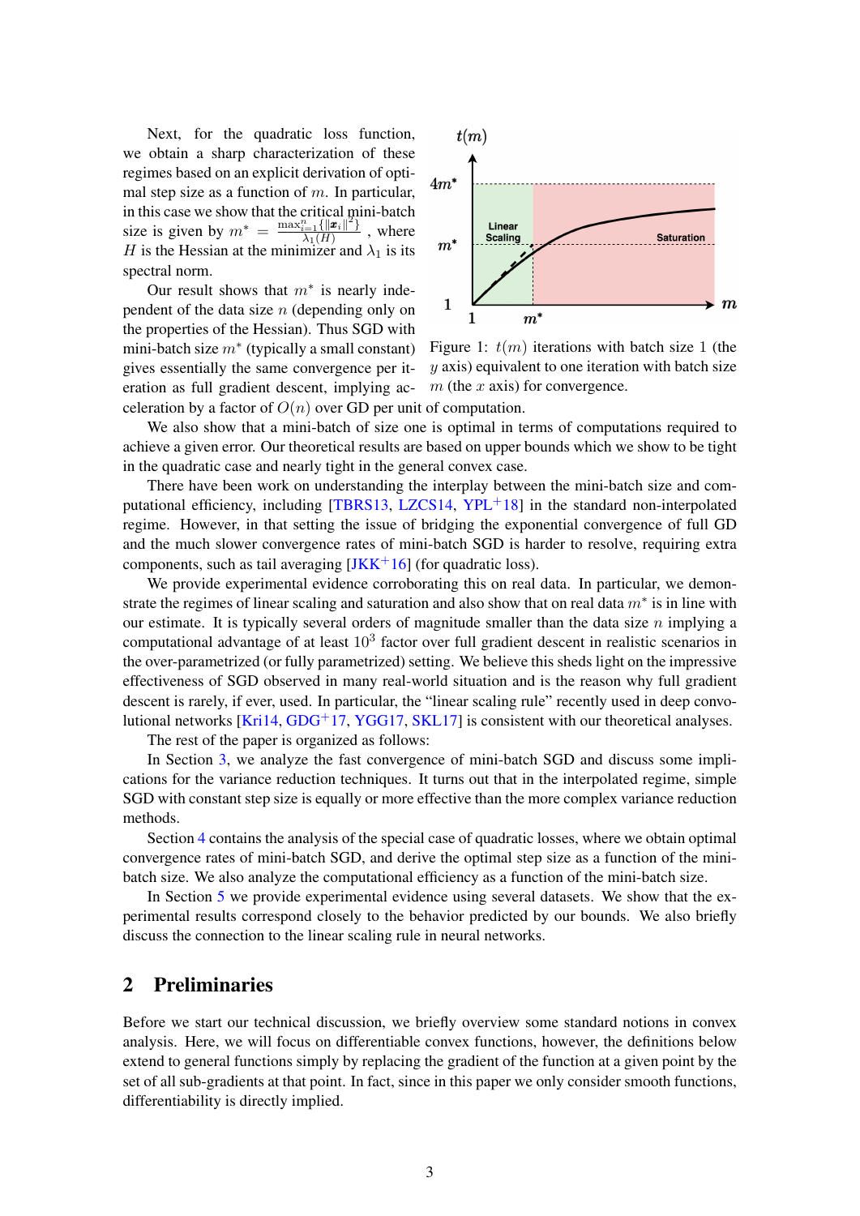Next, for the quadratic loss function, we obtain a sharp characterization of these regimes based on an explicit derivation of optimal step size as a function of $m$. In particular, in this case we show that the critical mini-batch size is given by $m^* = \frac{\max_{i=1}^n \{\|\boldsymbol{x}_i\|^2\}}{\lambda_1(H)}$, where $H$ is the Hessian at the minimizer and $\lambda_1$ is its spectral norm.

Our result shows that $m^*$ is nearly independent of the data size $n$ (depending only on the properties of the Hessian). Thus SGD with mini-batch size $m^*$ (typically a small constant) gives essentially the same convergence per iteration as full gradient descent, implying acceleration by a factor of $O(n)$ over GD per unit of computation.

Figure 1: $t(m)$ iterations with batch size 1 (the $y$ axis) equivalent to one iteration with batch size $m$ (the $x$ axis) for convergence.

We also show that a mini-batch of size one is optimal in terms of computations required to achieve a given error. Our theoretical results are based on upper bounds which we show to be tight in the quadratic case and nearly tight in the general convex case.

There have been work on understanding the interplay between the mini-batch size and computational efficiency, including [TBRS13, LZCS14, YPL+18] in the standard non-interpolated regime. However, in that setting the issue of bridging the exponential convergence of full GD and the much slower convergence rates of mini-batch SGD is harder to resolve, requiring extra components, such as tail averaging [JKK+16] (for quadratic loss).

We provide experimental evidence corroborating this on real data. In particular, we demonstrate the regimes of linear scaling and saturation and also show that on real data $m^*$ is in line with our estimate. It is typically several orders of magnitude smaller than the data size $n$ implying a computational advantage of at least $10^3$ factor over full gradient descent in realistic scenarios in the over-parametrized (or fully parametrized) setting. We believe this sheds light on the impressive effectiveness of SGD observed in many real-world situation and is the reason why full gradient descent is rarely, if ever, used. In particular, the "linear scaling rule" recently used in deep convolutional networks [Kri14, GDG+17, YGG17, SKL17] is consistent with our theoretical analyses.

The rest of the paper is organized as follows:

In Section 3, we analyze the fast convergence of mini-batch SGD and discuss some implications for the variance reduction techniques. It turns out that in the interpolated regime, simple SGD with constant step size is equally or more effective than the more complex variance reduction methods.

Section 4 contains the analysis of the special case of quadratic losses, where we obtain optimal convergence rates of mini-batch SGD, and derive the optimal step size as a function of the mini-batch size. We also analyze the computational efficiency as a function of the mini-batch size.

In Section 5 we provide experimental evidence using several datasets. We show that the experimental results correspond closely to the behavior predicted by our bounds. We also briefly discuss the connection to the linear scaling rule in neural networks.

## 2 Preliminaries

Before we start our technical discussion, we briefly overview some standard notions in convex analysis. Here, we will focus on differentiable convex functions, however, the definitions below extend to general functions simply by replacing the gradient of the function at a given point by the set of all sub-gradients at that point. In fact, since in this paper we only consider smooth functions, differentiability is directly implied.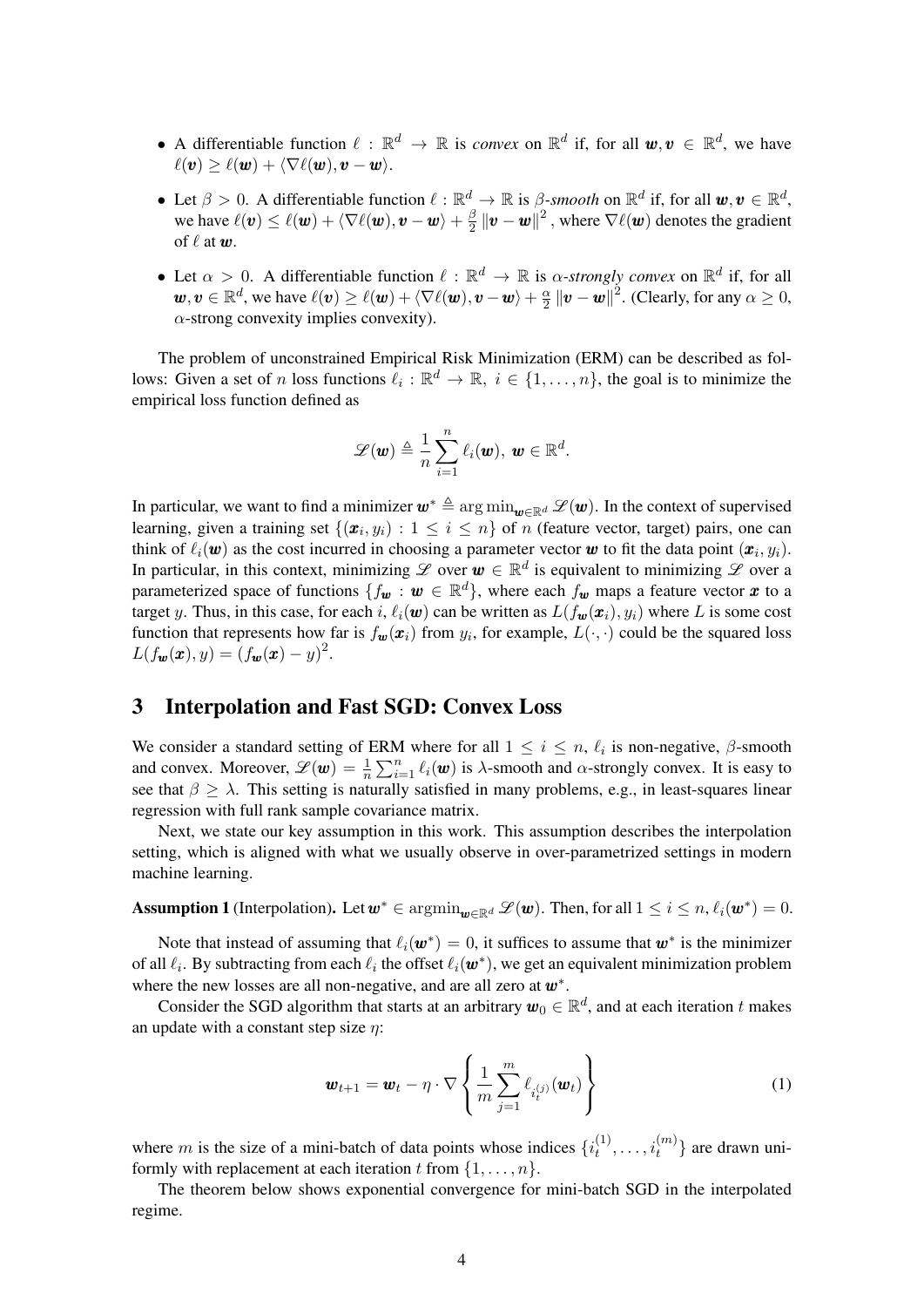- A differentiable function $\ell : \mathbb{R}^d \to \mathbb{R}$ is *convex* on $\mathbb{R}^d$ if, for all $\boldsymbol{w}, \boldsymbol{v} \in \mathbb{R}^d$, we have $\ell(\boldsymbol{v}) \geq \ell(\boldsymbol{w}) + \langle \nabla \ell(\boldsymbol{w}), \boldsymbol{v} - \boldsymbol{w} \rangle$.
- Let $\beta > 0$. A differentiable function $\ell : \mathbb{R}^d \to \mathbb{R}$ is $\beta$*-smooth* on $\mathbb{R}^d$ if, for all $\boldsymbol{w}, \boldsymbol{v} \in \mathbb{R}^d$, we have $\ell(\boldsymbol{v}) \leq \ell(\boldsymbol{w}) + \langle \nabla \ell(\boldsymbol{w}), \boldsymbol{v} - \boldsymbol{w} \rangle + \frac{\beta}{2} \|\boldsymbol{v} - \boldsymbol{w}\|^2$, where $\nabla \ell(\boldsymbol{w})$ denotes the gradient of $\ell$ at $\boldsymbol{w}$.
- Let $\alpha > 0$. A differentiable function $\ell : \mathbb{R}^d \to \mathbb{R}$ is $\alpha$*-strongly convex* on $\mathbb{R}^d$ if, for all $\boldsymbol{w}, \boldsymbol{v} \in \mathbb{R}^d$, we have $\ell(\boldsymbol{v}) \geq \ell(\boldsymbol{w}) + \langle \nabla \ell(\boldsymbol{w}), \boldsymbol{v} - \boldsymbol{w} \rangle + \frac{\alpha}{2} \|\boldsymbol{v} - \boldsymbol{w}\|^2$. (Clearly, for any $\alpha \geq 0$, $\alpha$-strong convexity implies convexity).

The problem of unconstrained Empirical Risk Minimization (ERM) can be described as follows: Given a set of $n$ loss functions $\ell_i : \mathbb{R}^d \to \mathbb{R}, \ i \in \{1, \ldots, n\}$, the goal is to minimize the empirical loss function defined as

$$\mathscr{L}(\boldsymbol{w}) \triangleq \frac{1}{n} \sum_{i=1}^{n} \ell_i(\boldsymbol{w}), \ \boldsymbol{w} \in \mathbb{R}^d.$$

In particular, we want to find a minimizer $\boldsymbol{w}^* \triangleq \arg\min_{\boldsymbol{w} \in \mathbb{R}^d} \mathscr{L}(\boldsymbol{w})$. In the context of supervised learning, given a training set $\{(\boldsymbol{x}_i, y_i) : 1 \leq i \leq n\}$ of $n$ (feature vector, target) pairs, one can think of $\ell_i(\boldsymbol{w})$ as the cost incurred in choosing a parameter vector $\boldsymbol{w}$ to fit the data point $(\boldsymbol{x}_i, y_i)$. In particular, in this context, minimizing $\mathscr{L}$ over $\boldsymbol{w} \in \mathbb{R}^d$ is equivalent to minimizing $\mathscr{L}$ over a parameterized space of functions $\{f_{\boldsymbol{w}} : \boldsymbol{w} \in \mathbb{R}^d\}$, where each $f_{\boldsymbol{w}}$ maps a feature vector $\boldsymbol{x}$ to a target $y$. Thus, in this case, for each $i$, $\ell_i(\boldsymbol{w})$ can be written as $L(f_{\boldsymbol{w}}(\boldsymbol{x}_i), y_i)$ where $L$ is some cost function that represents how far is $f_{\boldsymbol{w}}(\boldsymbol{x}_i)$ from $y_i$, for example, $L(\cdot, \cdot)$ could be the squared loss $L(f_{\boldsymbol{w}}(\boldsymbol{x}), y) = (f_{\boldsymbol{w}}(\boldsymbol{x}) - y)^2$.

## 3 Interpolation and Fast SGD: Convex Loss

We consider a standard setting of ERM where for all $1 \leq i \leq n$, $\ell_i$ is non-negative, $\beta$-smooth and convex. Moreover, $\mathscr{L}(\boldsymbol{w}) = \frac{1}{n} \sum_{i=1}^{n} \ell_i(\boldsymbol{w})$ is $\lambda$-smooth and $\alpha$-strongly convex. It is easy to see that $\beta \geq \lambda$. This setting is naturally satisfied in many problems, e.g., in least-squares linear regression with full rank sample covariance matrix.

Next, we state our key assumption in this work. This assumption describes the interpolation setting, which is aligned with what we usually observe in over-parametrized settings in modern machine learning.

**Assumption 1** (Interpolation)**.** Let $\boldsymbol{w}^* \in \operatorname{argmin}_{\boldsymbol{w} \in \mathbb{R}^d} \mathscr{L}(\boldsymbol{w})$. Then, for all $1 \leq i \leq n$, $\ell_i(\boldsymbol{w}^*) = 0$.

Note that instead of assuming that $\ell_i(\boldsymbol{w}^*) = 0$, it suffices to assume that $\boldsymbol{w}^*$ is the minimizer of all $\ell_i$. By subtracting from each $\ell_i$ the offset $\ell_i(\boldsymbol{w}^*)$, we get an equivalent minimization problem where the new losses are all non-negative, and are all zero at $\boldsymbol{w}^*$.

Consider the SGD algorithm that starts at an arbitrary $\boldsymbol{w}_0 \in \mathbb{R}^d$, and at each iteration $t$ makes an update with a constant step size $\eta$:

$$\boldsymbol{w}_{t+1} = \boldsymbol{w}_t - \eta \cdot \nabla \left\{ \frac{1}{m} \sum_{j=1}^{m} \ell_{i_t^{(j)}}(\boldsymbol{w}_t) \right\} \tag{1}$$

where $m$ is the size of a mini-batch of data points whose indices $\{i_t^{(1)}, \ldots, i_t^{(m)}\}$ are drawn uniformly with replacement at each iteration $t$ from $\{1, \ldots, n\}$.

The theorem below shows exponential convergence for mini-batch SGD in the interpolated regime.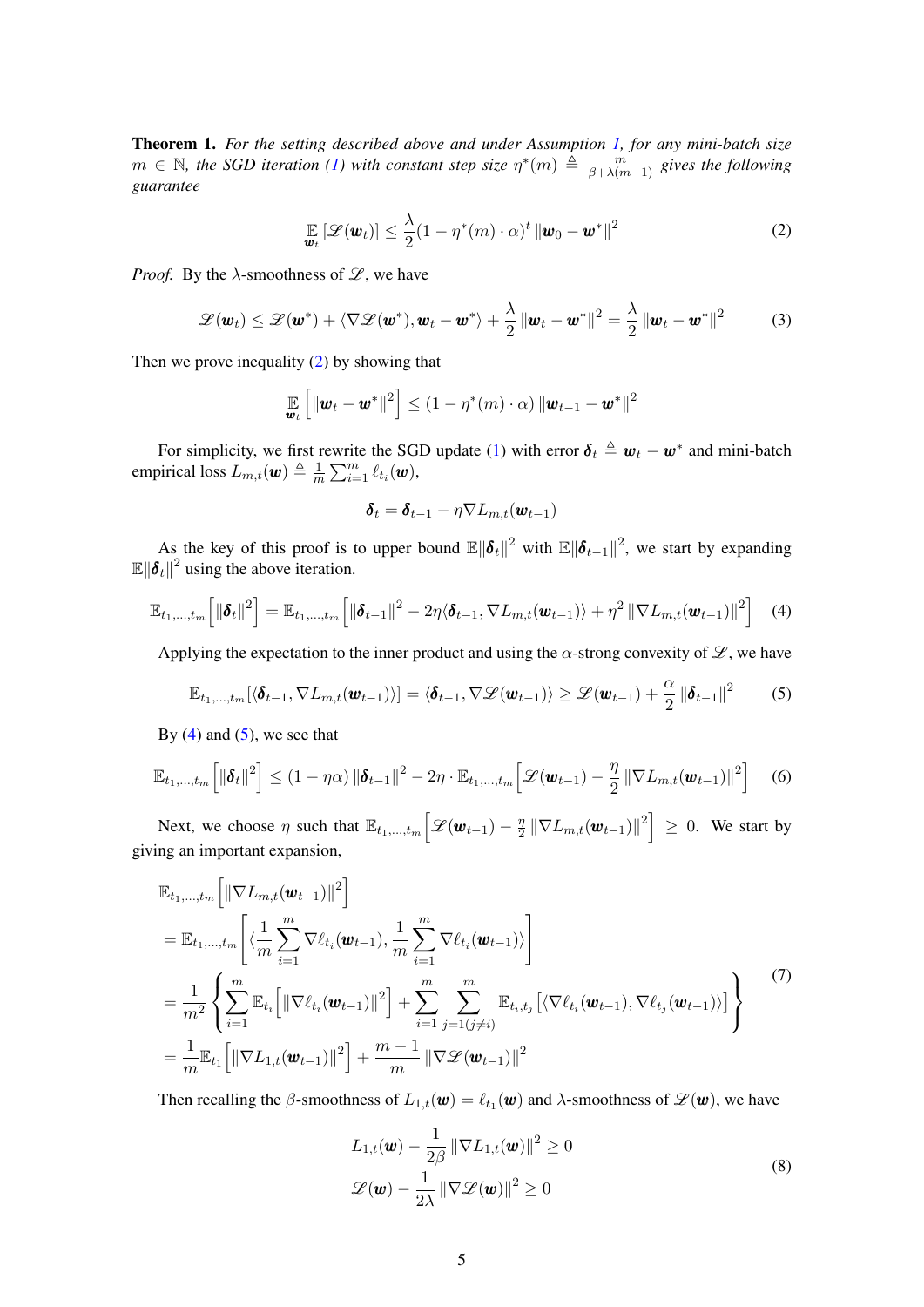**Theorem 1.** *For the setting described above and under Assumption 1, for any mini-batch size $m \in \mathbb{N}$, the SGD iteration (1) with constant step size $\eta^*(m) \triangleq \frac{m}{\beta+\lambda(m-1)}$ gives the following guarantee*

$$\mathop{\mathbb{E}}_{\boldsymbol{w}_t}\left[\mathscr{L}(\boldsymbol{w}_t)\right] \leq \frac{\lambda}{2}(1-\eta^*(m)\cdot\alpha)^t \left\|\boldsymbol{w}_0 - \boldsymbol{w}^*\right\|^2 \tag{2}$$

*Proof.* By the $\lambda$-smoothness of $\mathscr{L}$, we have

$$\mathscr{L}(\boldsymbol{w}_t) \leq \mathscr{L}(\boldsymbol{w}^*) + \langle \nabla\mathscr{L}(\boldsymbol{w}^*), \boldsymbol{w}_t - \boldsymbol{w}^*\rangle + \frac{\lambda}{2}\left\|\boldsymbol{w}_t - \boldsymbol{w}^*\right\|^2 = \frac{\lambda}{2}\left\|\boldsymbol{w}_t - \boldsymbol{w}^*\right\|^2 \tag{3}$$

Then we prove inequality (2) by showing that

$$\mathop{\mathbb{E}}_{\boldsymbol{w}_t}\left[\left\|\boldsymbol{w}_t - \boldsymbol{w}^*\right\|^2\right] \leq (1-\eta^*(m)\cdot\alpha)\left\|\boldsymbol{w}_{t-1} - \boldsymbol{w}^*\right\|^2$$

For simplicity, we first rewrite the SGD update (1) with error $\boldsymbol{\delta}_t \triangleq \boldsymbol{w}_t - \boldsymbol{w}^*$ and mini-batch empirical loss $L_{m,t}(\boldsymbol{w}) \triangleq \frac{1}{m}\sum_{i=1}^m \ell_{t_i}(\boldsymbol{w})$,

$$\boldsymbol{\delta}_t = \boldsymbol{\delta}_{t-1} - \eta\nabla L_{m,t}(\boldsymbol{w}_{t-1})$$

As the key of this proof is to upper bound $\mathbb{E}\|\boldsymbol{\delta}_t\|^2$ with $\mathbb{E}\|\boldsymbol{\delta}_{t-1}\|^2$, we start by expanding $\mathbb{E}\|\boldsymbol{\delta}_t\|^2$ using the above iteration.

$$\mathbb{E}_{t_1,\ldots,t_m}\left[\|\boldsymbol{\delta}_t\|^2\right] = \mathbb{E}_{t_1,\ldots,t_m}\left[\|\boldsymbol{\delta}_{t-1}\|^2 - 2\eta\langle\boldsymbol{\delta}_{t-1}, \nabla L_{m,t}(\boldsymbol{w}_{t-1})\rangle + \eta^2\left\|\nabla L_{m,t}(\boldsymbol{w}_{t-1})\right\|^2\right] \tag{4}$$

Applying the expectation to the inner product and using the $\alpha$-strong convexity of $\mathscr{L}$, we have

$$\mathbb{E}_{t_1,\ldots,t_m}[\langle\boldsymbol{\delta}_{t-1}, \nabla L_{m,t}(\boldsymbol{w}_{t-1})\rangle] = \langle\boldsymbol{\delta}_{t-1}, \nabla\mathscr{L}(\boldsymbol{w}_{t-1})\rangle \geq \mathscr{L}(\boldsymbol{w}_{t-1}) + \frac{\alpha}{2}\|\boldsymbol{\delta}_{t-1}\|^2 \tag{5}$$

By (4) and (5), we see that

$$\mathbb{E}_{t_1,\ldots,t_m}\left[\|\boldsymbol{\delta}_t\|^2\right] \leq (1-\eta\alpha)\|\boldsymbol{\delta}_{t-1}\|^2 - 2\eta\cdot\mathbb{E}_{t_1,\ldots,t_m}\left[\mathscr{L}(\boldsymbol{w}_{t-1}) - \frac{\eta}{2}\left\|\nabla L_{m,t}(\boldsymbol{w}_{t-1})\right\|^2\right] \tag{6}$$

Next, we choose $\eta$ such that $\mathbb{E}_{t_1,\ldots,t_m}\left[\mathscr{L}(\boldsymbol{w}_{t-1}) - \frac{\eta}{2}\left\|\nabla L_{m,t}(\boldsymbol{w}_{t-1})\right\|^2\right] \geq 0$. We start by giving an important expansion,

$$\begin{aligned}
&\mathbb{E}_{t_1,\ldots,t_m}\left[\left\|\nabla L_{m,t}(\boldsymbol{w}_{t-1})\right\|^2\right] \\
&= \mathbb{E}_{t_1,\ldots,t_m}\left[\langle\frac{1}{m}\sum_{i=1}^m\nabla\ell_{t_i}(\boldsymbol{w}_{t-1}), \frac{1}{m}\sum_{i=1}^m\nabla\ell_{t_i}(\boldsymbol{w}_{t-1})\rangle\right] \\
&= \frac{1}{m^2}\left\{\sum_{i=1}^m\mathbb{E}_{t_i}\left[\left\|\nabla\ell_{t_i}(\boldsymbol{w}_{t-1})\right\|^2\right] + \sum_{i=1}^m\sum_{j=1(j\neq i)}^m \mathbb{E}_{t_i,t_j}\left[\langle\nabla\ell_{t_i}(\boldsymbol{w}_{t-1}), \nabla\ell_{t_j}(\boldsymbol{w}_{t-1})\rangle\right]\right\} \\
&= \frac{1}{m}\mathbb{E}_{t_1}\left[\left\|\nabla L_{1,t}(\boldsymbol{w}_{t-1})\right\|^2\right] + \frac{m-1}{m}\left\|\nabla\mathscr{L}(\boldsymbol{w}_{t-1})\right\|^2
\end{aligned} \tag{7}$$

Then recalling the $\beta$-smoothness of $L_{1,t}(\boldsymbol{w}) = \ell_{t_1}(\boldsymbol{w})$ and $\lambda$-smoothness of $\mathscr{L}(\boldsymbol{w})$, we have

$$\begin{aligned}
L_{1,t}(\boldsymbol{w}) - \frac{1}{2\beta}\left\|\nabla L_{1,t}(\boldsymbol{w})\right\|^2 \geq 0 \\
\mathscr{L}(\boldsymbol{w}) - \frac{1}{2\lambda}\left\|\nabla\mathscr{L}(\boldsymbol{w})\right\|^2 \geq 0
\end{aligned} \tag{8}$$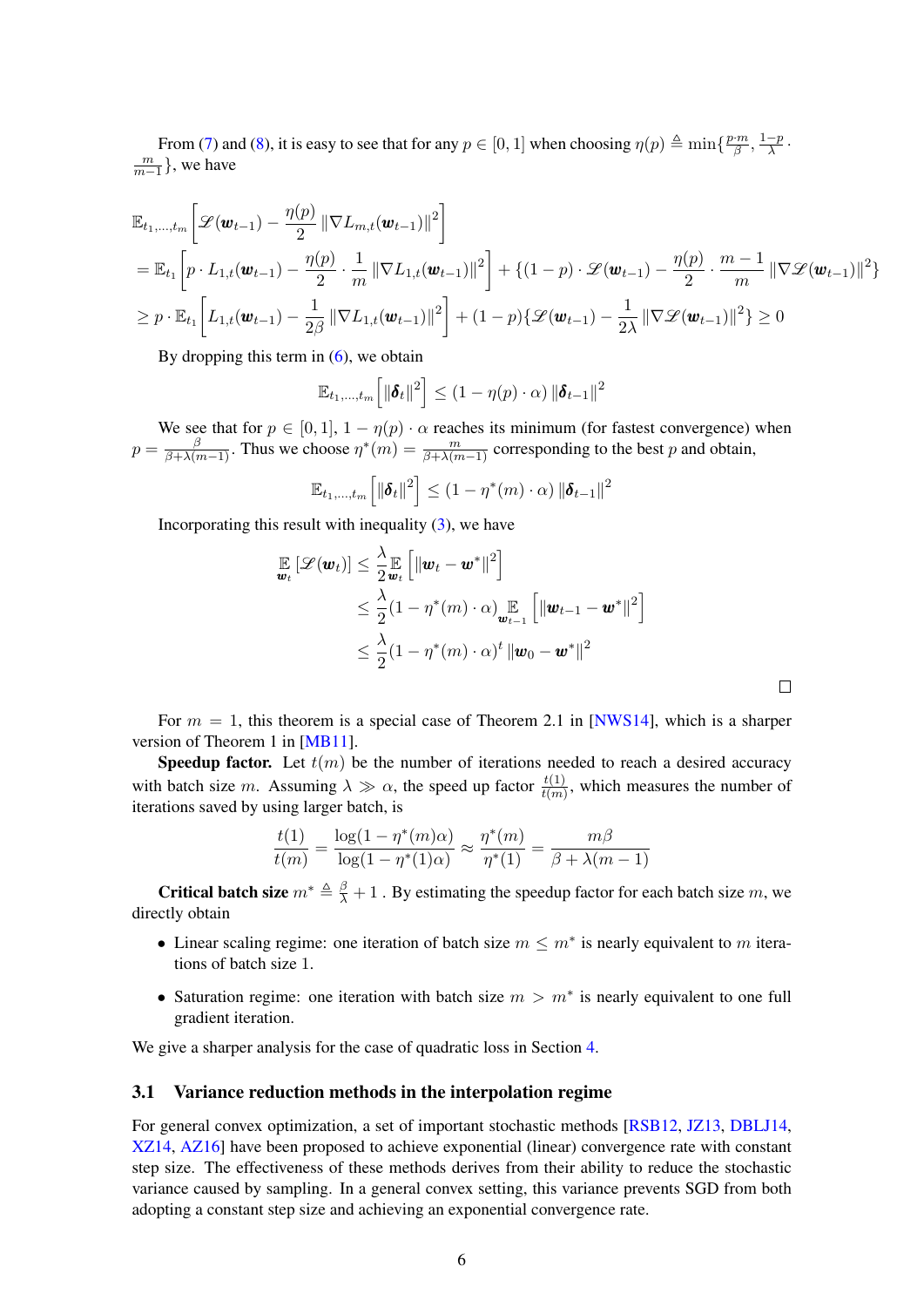From (7) and (8), it is easy to see that for any $p \in [0, 1]$ when choosing $\eta(p) \triangleq \min\{\frac{p \cdot m}{\beta}, \frac{1-p}{\lambda} \cdot \frac{m}{m-1}\}$, we have

$$
\begin{aligned}
&\mathbb{E}_{t_1,\ldots,t_m}\left[\mathscr{L}(\boldsymbol{w}_{t-1}) - \frac{\eta(p)}{2}\left\|\nabla L_{m,t}(\boldsymbol{w}_{t-1})\right\|^2\right] \\
&= \mathbb{E}_{t_1}\left[p \cdot L_{1,t}(\boldsymbol{w}_{t-1}) - \frac{\eta(p)}{2} \cdot \frac{1}{m}\left\|\nabla L_{1,t}(\boldsymbol{w}_{t-1})\right\|^2\right] + \{(1-p) \cdot \mathscr{L}(\boldsymbol{w}_{t-1}) - \frac{\eta(p)}{2} \cdot \frac{m-1}{m}\left\|\nabla \mathscr{L}(\boldsymbol{w}_{t-1})\right\|^2\} \\
&\geq p \cdot \mathbb{E}_{t_1}\left[L_{1,t}(\boldsymbol{w}_{t-1}) - \frac{1}{2\beta}\left\|\nabla L_{1,t}(\boldsymbol{w}_{t-1})\right\|^2\right] + (1-p)\{\mathscr{L}(\boldsymbol{w}_{t-1}) - \frac{1}{2\lambda}\left\|\nabla \mathscr{L}(\boldsymbol{w}_{t-1})\right\|^2\} \geq 0
\end{aligned}
$$

By dropping this term in (6), we obtain

$$
\mathbb{E}_{t_1,\ldots,t_m}\left[\left\|\boldsymbol{\delta}_t\right\|^2\right] \leq (1 - \eta(p) \cdot \alpha)\left\|\boldsymbol{\delta}_{t-1}\right\|^2
$$

We see that for $p \in [0, 1]$, $1 - \eta(p) \cdot \alpha$ reaches its minimum (for fastest convergence) when $p = \frac{\beta}{\beta + \lambda(m-1)}$. Thus we choose $\eta^*(m) = \frac{m}{\beta + \lambda(m-1)}$ corresponding to the best $p$ and obtain,

$$
\mathbb{E}_{t_1,\ldots,t_m}\left[\left\|\boldsymbol{\delta}_t\right\|^2\right] \leq (1 - \eta^*(m) \cdot \alpha)\left\|\boldsymbol{\delta}_{t-1}\right\|^2
$$

Incorporating this result with inequality (3), we have

$$
\begin{aligned}
\mathop{\mathbb{E}}_{\boldsymbol{w}_t}\left[\mathscr{L}(\boldsymbol{w}_t)\right] &\leq \frac{\lambda}{2}\mathop{\mathbb{E}}_{\boldsymbol{w}_t}\left[\left\|\boldsymbol{w}_t - \boldsymbol{w}^*\right\|^2\right] \\
&\leq \frac{\lambda}{2}(1 - \eta^*(m) \cdot \alpha)\mathop{\mathbb{E}}_{\boldsymbol{w}_{t-1}}\left[\left\|\boldsymbol{w}_{t-1} - \boldsymbol{w}^*\right\|^2\right] \\
&\leq \frac{\lambda}{2}(1 - \eta^*(m) \cdot \alpha)^t\left\|\boldsymbol{w}_0 - \boldsymbol{w}^*\right\|^2
\end{aligned}
$$

□

For $m = 1$, this theorem is a special case of Theorem 2.1 in [NWS14], which is a sharper version of Theorem 1 in [MB11].

**Speedup factor.** Let $t(m)$ be the number of iterations needed to reach a desired accuracy with batch size $m$. Assuming $\lambda \gg \alpha$, the speed up factor $\frac{t(1)}{t(m)}$, which measures the number of iterations saved by using larger batch, is

$$
\frac{t(1)}{t(m)} = \frac{\log(1 - \eta^*(m)\alpha)}{\log(1 - \eta^*(1)\alpha)} \approx \frac{\eta^*(m)}{\eta^*(1)} = \frac{m\beta}{\beta + \lambda(m-1)}
$$

**Critical batch size** $m^* \triangleq \frac{\beta}{\lambda} + 1$ . By estimating the speedup factor for each batch size $m$, we directly obtain

- Linear scaling regime: one iteration of batch size $m \leq m^*$ is nearly equivalent to $m$ iterations of batch size 1.
- Saturation regime: one iteration with batch size $m > m^*$ is nearly equivalent to one full gradient iteration.

We give a sharper analysis for the case of quadratic loss in Section 4.

### 3.1 Variance reduction methods in the interpolation regime

For general convex optimization, a set of important stochastic methods [RSB12, JZ13, DBLJ14, XZ14, AZ16] have been proposed to achieve exponential (linear) convergence rate with constant step size. The effectiveness of these methods derives from their ability to reduce the stochastic variance caused by sampling. In a general convex setting, this variance prevents SGD from both adopting a constant step size and achieving an exponential convergence rate.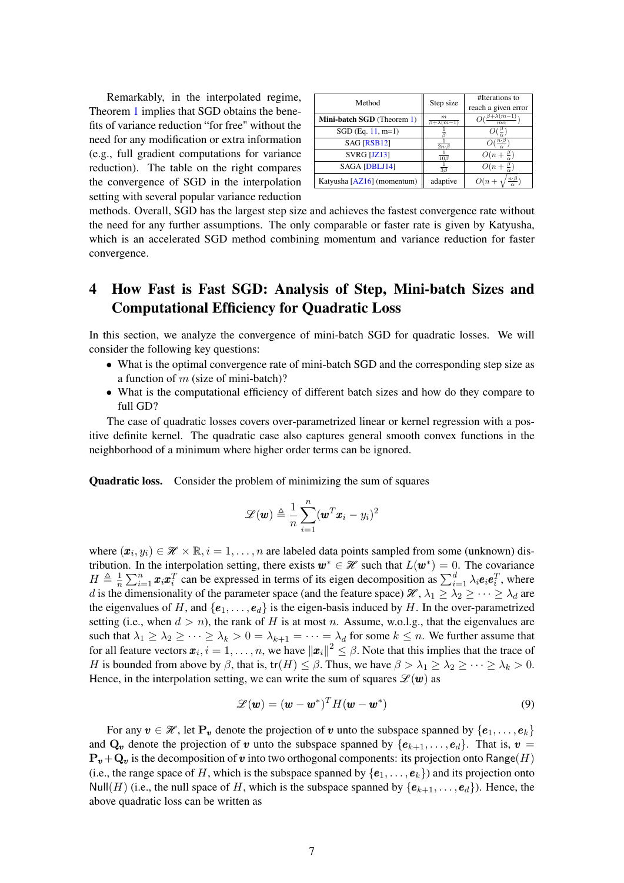Remarkably, in the interpolated regime, Theorem 1 implies that SGD obtains the benefits of variance reduction "for free" without the need for any modification or extra information (e.g., full gradient computations for variance reduction). The table on the right compares the convergence of SGD in the interpolation setting with several popular variance reduction methods. Overall, SGD has the largest step size and achieves the fastest convergence rate without the need for any further assumptions. The only comparable or faster rate is given by Katyusha, which is an accelerated SGD method combining momentum and variance reduction for faster convergence.

| Method | Step size | #Iterations to reach a given error |
|---|---|---|
| **Mini-batch SGD** (Theorem 1) | $\frac{m}{\beta+\lambda(m-1)}$ | $O(\frac{\beta+\lambda(m-1)}{m\alpha})$ |
| SGD (Eq. 11, m=1) | $\frac{1}{\beta}$ | $O(\frac{\beta}{\alpha})$ |
| SAG [RSB12] | $\frac{1}{2n\cdot\beta}$ | $O(\frac{n\cdot\beta}{\alpha})$ |
| SVRG [JZ13] | $\frac{1}{10\beta}$ | $O(n+\frac{\beta}{\alpha})$ |
| SAGA [DBLJ14] | $\frac{1}{3\beta}$ | $O(n+\frac{\beta}{\alpha})$ |
| Katyusha [AZ16] (momentum) | adaptive | $O(n+\sqrt{\frac{n\cdot\beta}{\alpha}})$ |

# 4 How Fast is Fast SGD: Analysis of Step, Mini-batch Sizes and Computational Efficiency for Quadratic Loss

In this section, we analyze the convergence of mini-batch SGD for quadratic losses. We will consider the following key questions:

- What is the optimal convergence rate of mini-batch SGD and the corresponding step size as a function of $m$ (size of mini-batch)?
- What is the computational efficiency of different batch sizes and how do they compare to full GD?

The case of quadratic losses covers over-parametrized linear or kernel regression with a positive definite kernel. The quadratic case also captures general smooth convex functions in the neighborhood of a minimum where higher order terms can be ignored.

**Quadratic loss.** Consider the problem of minimizing the sum of squares

$$\mathscr{L}(\boldsymbol{w}) \triangleq \frac{1}{n}\sum_{i=1}^{n}(\boldsymbol{w}^T\boldsymbol{x}_i - y_i)^2$$

where $(\boldsymbol{x}_i, y_i) \in \mathscr{H} \times \mathbb{R}, i = 1, \dots, n$ are labeled data points sampled from some (unknown) distribution. In the interpolation setting, there exists $\boldsymbol{w}^* \in \mathscr{H}$ such that $L(\boldsymbol{w}^*) = 0$. The covariance $H \triangleq \frac{1}{n}\sum_{i=1}^{n}\boldsymbol{x}_i\boldsymbol{x}_i^T$ can be expressed in terms of its eigen decomposition as $\sum_{i=1}^{d}\lambda_i\boldsymbol{e}_i\boldsymbol{e}_i^T$, where $d$ is the dimensionality of the parameter space (and the feature space) $\mathscr{H}$, $\lambda_1 \geq \lambda_2 \geq \cdots \geq \lambda_d$ are the eigenvalues of $H$, and $\{\boldsymbol{e}_1, \dots, \boldsymbol{e}_d\}$ is the eigen-basis induced by $H$. In the over-parametrized setting (i.e., when $d > n$), the rank of $H$ is at most $n$. Assume, w.o.l.g., that the eigenvalues are such that $\lambda_1 \geq \lambda_2 \geq \cdots \geq \lambda_k > 0 = \lambda_{k+1} = \cdots = \lambda_d$ for some $k \leq n$. We further assume that for all feature vectors $\boldsymbol{x}_i, i = 1, \dots, n$, we have $\|\boldsymbol{x}_i\|^2 \leq \beta$. Note that this implies that the trace of $H$ is bounded from above by $\beta$, that is, $\mathsf{tr}(H) \leq \beta$. Thus, we have $\beta > \lambda_1 \geq \lambda_2 \geq \cdots \geq \lambda_k > 0$. Hence, in the interpolation setting, we can write the sum of squares $\mathscr{L}(\boldsymbol{w})$ as

$$\mathscr{L}(\boldsymbol{w}) = (\boldsymbol{w} - \boldsymbol{w}^*)^T H (\boldsymbol{w} - \boldsymbol{w}^*) \tag{9}$$

For any $\boldsymbol{v} \in \mathscr{H}$, let $\mathbf{P}_{\boldsymbol{v}}$ denote the projection of $\boldsymbol{v}$ unto the subspace spanned by $\{\boldsymbol{e}_1, \dots, \boldsymbol{e}_k\}$ and $\mathbf{Q}_{\boldsymbol{v}}$ denote the projection of $\boldsymbol{v}$ unto the subspace spanned by $\{\boldsymbol{e}_{k+1}, \dots, \boldsymbol{e}_d\}$. That is, $\boldsymbol{v} = \mathbf{P}_{\boldsymbol{v}} + \mathbf{Q}_{\boldsymbol{v}}$ is the decomposition of $\boldsymbol{v}$ into two orthogonal components: its projection onto $\mathsf{Range}(H)$ (i.e., the range space of $H$, which is the subspace spanned by $\{\boldsymbol{e}_1, \dots, \boldsymbol{e}_k\}$) and its projection onto $\mathsf{Null}(H)$ (i.e., the null space of $H$, which is the subspace spanned by $\{\boldsymbol{e}_{k+1}, \dots, \boldsymbol{e}_d\}$). Hence, the above quadratic loss can be written as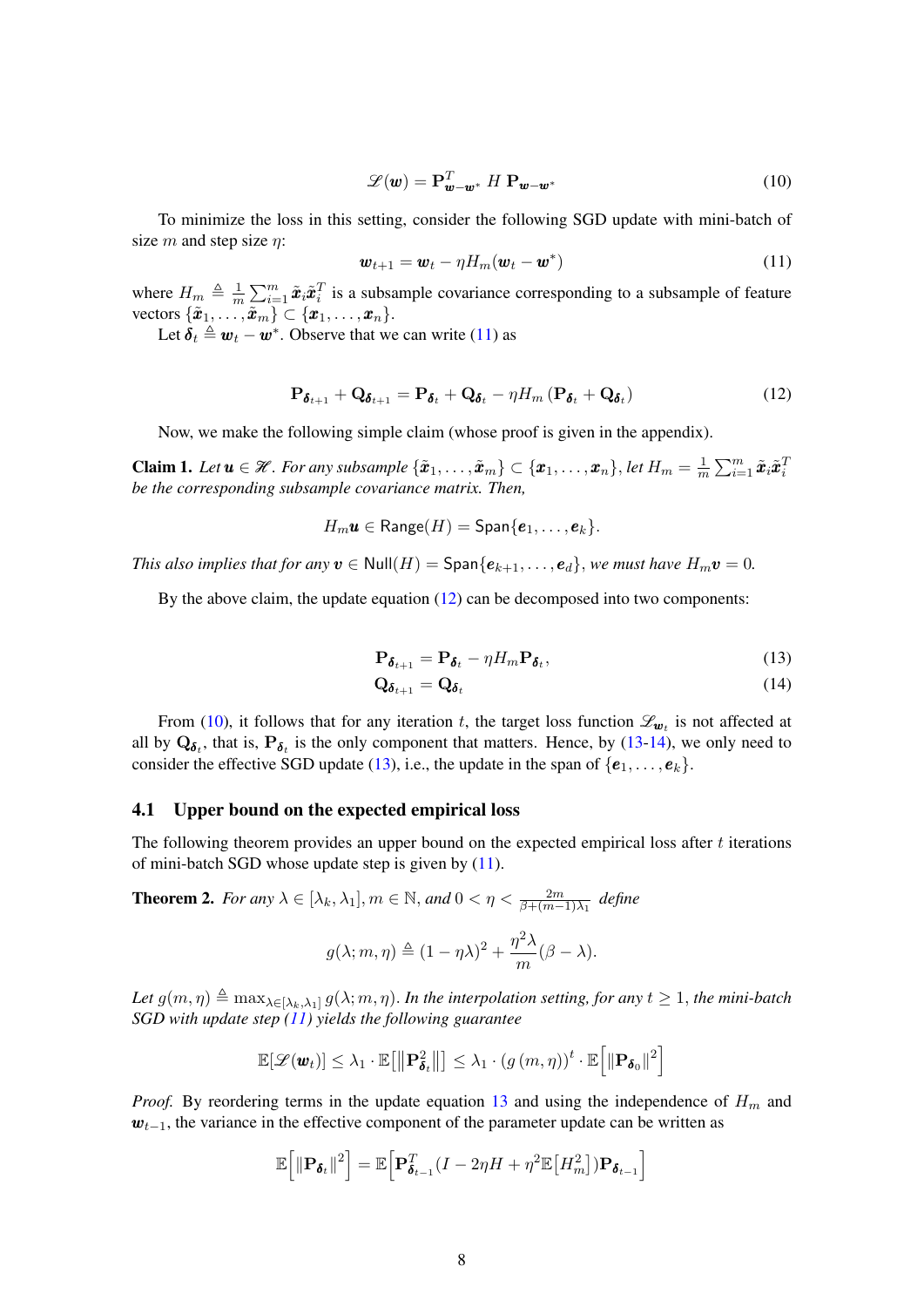$$\mathscr{L}(\boldsymbol{w}) = \mathbf{P}_{\boldsymbol{w}-\boldsymbol{w}^*}^T \; H \; \mathbf{P}_{\boldsymbol{w}-\boldsymbol{w}^*} \tag{10}$$

To minimize the loss in this setting, consider the following SGD update with mini-batch of size $m$ and step size $\eta$:

$$\boldsymbol{w}_{t+1} = \boldsymbol{w}_t - \eta H_m(\boldsymbol{w}_t - \boldsymbol{w}^*) \tag{11}$$

where $H_m \triangleq \frac{1}{m}\sum_{i=1}^m \tilde{\boldsymbol{x}}_i \tilde{\boldsymbol{x}}_i^T$ is a subsample covariance corresponding to a subsample of feature vectors $\{\tilde{\boldsymbol{x}}_1, \ldots, \tilde{\boldsymbol{x}}_m\} \subset \{\boldsymbol{x}_1, \ldots, \boldsymbol{x}_n\}$.

Let $\boldsymbol{\delta}_t \triangleq \boldsymbol{w}_t - \boldsymbol{w}^*$. Observe that we can write (11) as

$$\mathbf{P}_{\boldsymbol{\delta}_{t+1}} + \mathbf{Q}_{\boldsymbol{\delta}_{t+1}} = \mathbf{P}_{\boldsymbol{\delta}_t} + \mathbf{Q}_{\boldsymbol{\delta}_t} - \eta H_m \left(\mathbf{P}_{\boldsymbol{\delta}_t} + \mathbf{Q}_{\boldsymbol{\delta}_t}\right) \tag{12}$$

Now, we make the following simple claim (whose proof is given in the appendix).

**Claim 1.** *Let $\boldsymbol{u} \in \mathscr{H}$. For any subsample $\{\tilde{\boldsymbol{x}}_1, \ldots, \tilde{\boldsymbol{x}}_m\} \subset \{\boldsymbol{x}_1, \ldots, \boldsymbol{x}_n\}$, let $H_m = \frac{1}{m}\sum_{i=1}^m \tilde{\boldsymbol{x}}_i \tilde{\boldsymbol{x}}_i^T$ be the corresponding subsample covariance matrix. Then,*

$$H_m \boldsymbol{u} \in \mathsf{Range}(H) = \mathsf{Span}\{\boldsymbol{e}_1, \ldots, \boldsymbol{e}_k\}.$$

*This also implies that for any $\boldsymbol{v} \in \mathsf{Null}(H) = \mathsf{Span}\{\boldsymbol{e}_{k+1}, \ldots, \boldsymbol{e}_d\}$, we must have $H_m \boldsymbol{v} = 0$.*

By the above claim, the update equation (12) can be decomposed into two components:

$$\mathbf{P}_{\boldsymbol{\delta}_{t+1}} = \mathbf{P}_{\boldsymbol{\delta}_t} - \eta H_m \mathbf{P}_{\boldsymbol{\delta}_t}, \tag{13}$$

$$\mathbf{Q}_{\boldsymbol{\delta}_{t+1}} = \mathbf{Q}_{\boldsymbol{\delta}_t} \tag{14}$$

From (10), it follows that for any iteration $t$, the target loss function $\mathscr{L}_{\boldsymbol{w}_t}$ is not affected at all by $\mathbf{Q}_{\boldsymbol{\delta}_t}$, that is, $\mathbf{P}_{\boldsymbol{\delta}_t}$ is the only component that matters. Hence, by (13-14), we only need to consider the effective SGD update (13), i.e., the update in the span of $\{\boldsymbol{e}_1, \ldots, \boldsymbol{e}_k\}$.

## 4.1 Upper bound on the expected empirical loss

The following theorem provides an upper bound on the expected empirical loss after $t$ iterations of mini-batch SGD whose update step is given by (11).

**Theorem 2.** *For any $\lambda \in [\lambda_k, \lambda_1], m \in \mathbb{N}$, and $0 < \eta < \frac{2m}{\beta + (m-1)\lambda_1}$ define*

$$g(\lambda; m, \eta) \triangleq (1 - \eta\lambda)^2 + \frac{\eta^2 \lambda}{m}(\beta - \lambda).$$

*Let $g(m, \eta) \triangleq \max_{\lambda \in [\lambda_k, \lambda_1]} g(\lambda; m, \eta)$. In the interpolation setting, for any $t \geq 1$, the mini-batch SGD with update step (11) yields the following guarantee*

$$\mathbb{E}[\mathscr{L}(\boldsymbol{w}_t)] \leq \lambda_1 \cdot \mathbb{E}\left[\left\|\mathbf{P}_{\boldsymbol{\delta}_t}^2\right\|\right] \leq \lambda_1 \cdot \left(g\left(m, \eta\right)\right)^t \cdot \mathbb{E}\left[\left\|\mathbf{P}_{\boldsymbol{\delta}_0}\right\|^2\right]$$

*Proof.* By reordering terms in the update equation 13 and using the independence of $H_m$ and $\boldsymbol{w}_{t-1}$, the variance in the effective component of the parameter update can be written as

$$\mathbb{E}\left[\left\|\mathbf{P}_{\boldsymbol{\delta}_t}\right\|^2\right] = \mathbb{E}\left[\mathbf{P}_{\boldsymbol{\delta}_{t-1}}^T \left(I - 2\eta H + \eta^2 \mathbb{E}\left[H_m^2\right]\right) \mathbf{P}_{\boldsymbol{\delta}_{t-1}}\right]$$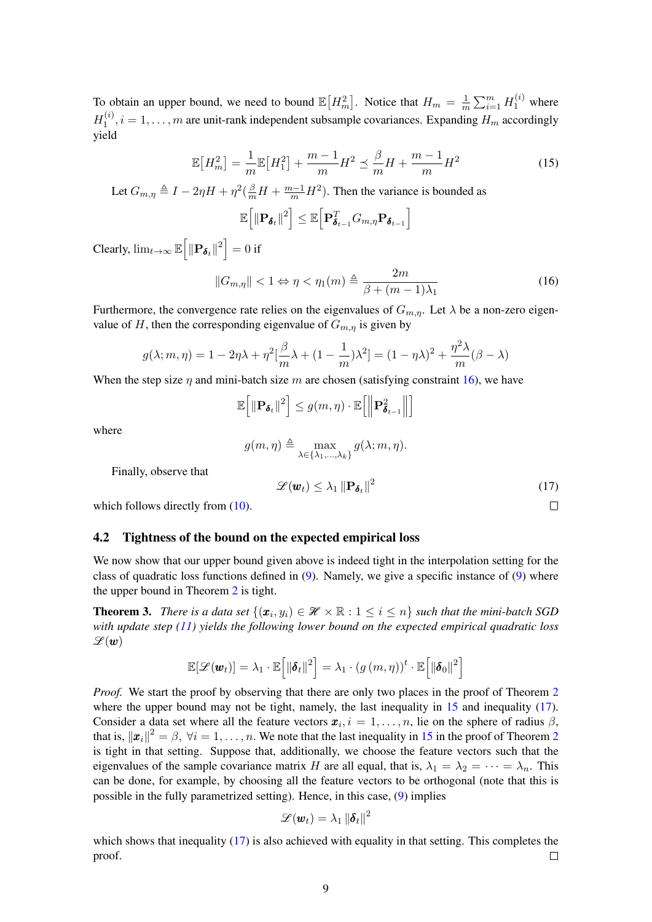To obtain an upper bound, we need to bound $\mathbb{E}\left[H_m^2\right]$. Notice that $H_m = \frac{1}{m}\sum_{i=1}^m H_1^{(i)}$ where $H_1^{(i)}, i = 1, \ldots, m$ are unit-rank independent subsample covariances. Expanding $H_m$ accordingly yield

$$\mathbb{E}\left[H_m^2\right] = \frac{1}{m}\mathbb{E}\left[H_1^2\right] + \frac{m-1}{m}H^2 \preceq \frac{\beta}{m}H + \frac{m-1}{m}H^2 \tag{15}$$

Let $G_{m,\eta} \triangleq I - 2\eta H + \eta^2(\frac{\beta}{m}H + \frac{m-1}{m}H^2)$. Then the variance is bounded as

$$\mathbb{E}\left[\|\mathbf{P}_{\boldsymbol{\delta}_t}\|^2\right] \leq \mathbb{E}\left[\mathbf{P}_{\boldsymbol{\delta}_{t-1}}^T G_{m,\eta} \mathbf{P}_{\boldsymbol{\delta}_{t-1}}\right]$$

Clearly, $\lim_{t\to\infty} \mathbb{E}\left[\|\mathbf{P}_{\boldsymbol{\delta}_t}\|^2\right] = 0$ if

$$\|G_{m,\eta}\| < 1 \Leftrightarrow \eta < \eta_1(m) \triangleq \frac{2m}{\beta + (m-1)\lambda_1} \tag{16}$$

Furthermore, the convergence rate relies on the eigenvalues of $G_{m,\eta}$. Let $\lambda$ be a non-zero eigenvalue of $H$, then the corresponding eigenvalue of $G_{m,\eta}$ is given by

$$g(\lambda; m, \eta) = 1 - 2\eta\lambda + \eta^2\left[\frac{\beta}{m}\lambda + (1 - \frac{1}{m})\lambda^2\right] = (1 - \eta\lambda)^2 + \frac{\eta^2\lambda}{m}(\beta - \lambda)$$

When the step size $\eta$ and mini-batch size $m$ are chosen (satisfying constraint 16), we have

$$\mathbb{E}\left[\|\mathbf{P}_{\boldsymbol{\delta}_t}\|^2\right] \leq g(m, \eta) \cdot \mathbb{E}\left[\left\|\mathbf{P}_{\boldsymbol{\delta}_{t-1}}^2\right\|\right]$$

where

$$g(m, \eta) \triangleq \max_{\lambda \in \{\lambda_1, \ldots, \lambda_k\}} g(\lambda; m, \eta).$$

Finally, observe that

$$\mathscr{L}(\boldsymbol{w}_t) \leq \lambda_1 \|\mathbf{P}_{\boldsymbol{\delta}_t}\|^2 \tag{17}$$

which follows directly from (10). □

## 4.2 Tightness of the bound on the expected empirical loss

We now show that our upper bound given above is indeed tight in the interpolation setting for the class of quadratic loss functions defined in (9). Namely, we give a specific instance of (9) where the upper bound in Theorem 2 is tight.

**Theorem 3.** *There is a data set $\{(\boldsymbol{x}_i, y_i) \in \mathscr{H} \times \mathbb{R} : 1 \leq i \leq n\}$ such that the mini-batch SGD with update step (11) yields the following lower bound on the expected empirical quadratic loss $\mathscr{L}(\boldsymbol{w})$*

$$\mathbb{E}[\mathscr{L}(\boldsymbol{w}_t)] = \lambda_1 \cdot \mathbb{E}\left[\|\boldsymbol{\delta}_t\|^2\right] = \lambda_1 \cdot (g(m, \eta))^t \cdot \mathbb{E}\left[\|\boldsymbol{\delta}_0\|^2\right]$$

*Proof.* We start the proof by observing that there are only two places in the proof of Theorem 2 where the upper bound may not be tight, namely, the last inequality in 15 and inequality (17). Consider a data set where all the feature vectors $\boldsymbol{x}_i, i = 1, \ldots, n$, lie on the sphere of radius $\beta$, that is, $\|\boldsymbol{x}_i\|^2 = \beta$, $\forall i = 1, \ldots, n$. We note that the last inequality in 15 in the proof of Theorem 2 is tight in that setting. Suppose that, additionally, we choose the feature vectors such that the eigenvalues of the sample covariance matrix $H$ are all equal, that is, $\lambda_1 = \lambda_2 = \cdots = \lambda_n$. This can be done, for example, by choosing all the feature vectors to be orthogonal (note that this is possible in the fully parametrized setting). Hence, in this case, (9) implies

$$\mathscr{L}(\boldsymbol{w}_t) = \lambda_1 \|\boldsymbol{\delta}_t\|^2$$

which shows that inequality (17) is also achieved with equality in that setting. This completes the proof. □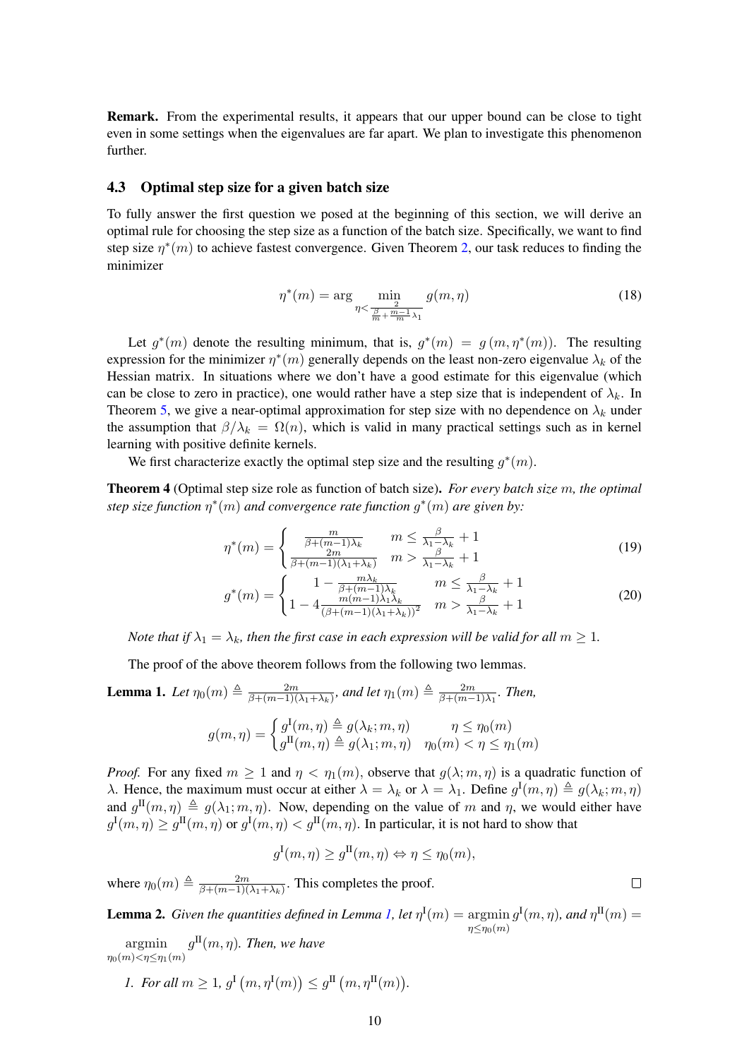**Remark.** From the experimental results, it appears that our upper bound can be close to tight even in some settings when the eigenvalues are far apart. We plan to investigate this phenomenon further.

### 4.3 Optimal step size for a given batch size

To fully answer the first question we posed at the beginning of this section, we will derive an optimal rule for choosing the step size as a function of the batch size. Specifically, we want to find step size $\eta^*(m)$ to achieve fastest convergence. Given Theorem 2, our task reduces to finding the minimizer

$$\eta^*(m) = \arg \min_{\eta < \frac{2}{\frac{\beta}{m} + \frac{m-1}{m}\lambda_1}} g(m, \eta) \tag{18}$$

Let $g^*(m)$ denote the resulting minimum, that is, $g^*(m) = g(m, \eta^*(m))$. The resulting expression for the minimizer $\eta^*(m)$ generally depends on the least non-zero eigenvalue $\lambda_k$ of the Hessian matrix. In situations where we don't have a good estimate for this eigenvalue (which can be close to zero in practice), one would rather have a step size that is independent of $\lambda_k$. In Theorem 5, we give a near-optimal approximation for step size with no dependence on $\lambda_k$ under the assumption that $\beta/\lambda_k = \Omega(n)$, which is valid in many practical settings such as in kernel learning with positive definite kernels.

We first characterize exactly the optimal step size and the resulting $g^*(m)$.

**Theorem 4** (Optimal step size role as function of batch size)**.** *For every batch size $m$, the optimal step size function $\eta^*(m)$ and convergence rate function $g^*(m)$ are given by:*

$$\eta^*(m) = \begin{cases} \frac{m}{\beta + (m-1)\lambda_k} & m \le \frac{\beta}{\lambda_1 - \lambda_k} + 1 \\ \frac{2m}{\beta + (m-1)(\lambda_1 + \lambda_k)} & m > \frac{\beta}{\lambda_1 - \lambda_k} + 1 \end{cases} \tag{19}$$

$$g^*(m) = \begin{cases} 1 - \frac{m\lambda_k}{\beta + (m-1)\lambda_k} & m \le \frac{\beta}{\lambda_1 - \lambda_k} + 1 \\ 1 - 4\frac{m(m-1)\lambda_1\lambda_k}{(\beta + (m-1)(\lambda_1 + \lambda_k))^2} & m > \frac{\beta}{\lambda_1 - \lambda_k} + 1 \end{cases} \tag{20}$$

*Note that if $\lambda_1 = \lambda_k$, then the first case in each expression will be valid for all $m \ge 1$.*

The proof of the above theorem follows from the following two lemmas.

**Lemma 1.** *Let $\eta_0(m) \triangleq \frac{2m}{\beta + (m-1)(\lambda_1 + \lambda_k)}$, and let $\eta_1(m) \triangleq \frac{2m}{\beta + (m-1)\lambda_1}$. Then,*

$$g(m, \eta) = \begin{cases} g^{\mathrm{I}}(m, \eta) \triangleq g(\lambda_k; m, \eta) & \eta \le \eta_0(m) \\ g^{\mathrm{II}}(m, \eta) \triangleq g(\lambda_1; m, \eta) & \eta_0(m) < \eta \le \eta_1(m) \end{cases}$$

*Proof.* For any fixed $m \ge 1$ and $\eta < \eta_1(m)$, observe that $g(\lambda; m, \eta)$ is a quadratic function of $\lambda$. Hence, the maximum must occur at either $\lambda = \lambda_k$ or $\lambda = \lambda_1$. Define $g^{\mathrm{I}}(m, \eta) \triangleq g(\lambda_k; m, \eta)$ and $g^{\mathrm{II}}(m, \eta) \triangleq g(\lambda_1; m, \eta)$. Now, depending on the value of $m$ and $\eta$, we would either have $g^{\mathrm{I}}(m, \eta) \ge g^{\mathrm{II}}(m, \eta)$ or $g^{\mathrm{I}}(m, \eta) < g^{\mathrm{II}}(m, \eta)$. In particular, it is not hard to show that

$$g^{\mathrm{I}}(m, \eta) \ge g^{\mathrm{II}}(m, \eta) \Leftrightarrow \eta \le \eta_0(m),$$

where $\eta_0(m) \triangleq \frac{2m}{\beta + (m-1)(\lambda_1 + \lambda_k)}$. This completes the proof. $\square$

**Lemma 2.** *Given the quantities defined in Lemma 1, let $\eta^{\mathrm{I}}(m) = \operatorname{argmin}_{\eta \le \eta_0(m)} g^{\mathrm{I}}(m, \eta)$, and $\eta^{\mathrm{II}}(m) = \operatorname{argmin}_{\eta_0(m) < \eta \le \eta_1(m)} g^{\mathrm{II}}(m, \eta)$. Then, we have*

1. *For all $m \ge 1$, $g^{\mathrm{I}}\left(m, \eta^{\mathrm{I}}(m)\right) \le g^{\mathrm{II}}\left(m, \eta^{\mathrm{II}}(m)\right)$.*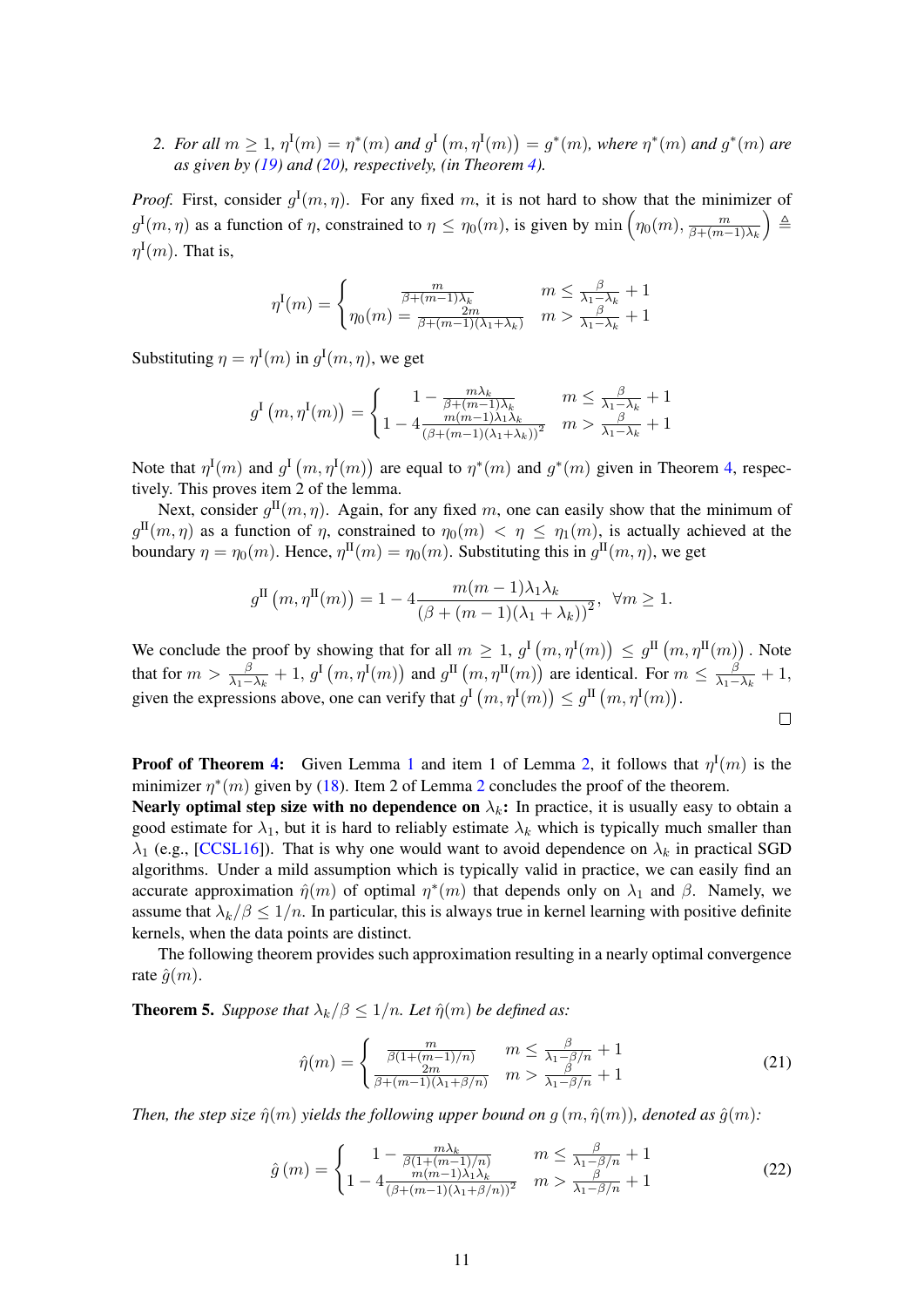2. *For all $m \geq 1$, $\eta^{\rm I}(m) = \eta^*(m)$ and $g^{\rm I}\left(m, \eta^{\rm I}(m)\right) = g^*(m)$, where $\eta^*(m)$ and $g^*(m)$ are as given by (19) and (20), respectively, (in Theorem 4).*

*Proof.* First, consider $g^{\rm I}(m, \eta)$. For any fixed $m$, it is not hard to show that the minimizer of $g^{\rm I}(m, \eta)$ as a function of $\eta$, constrained to $\eta \leq \eta_0(m)$, is given by $\min\left(\eta_0(m), \frac{m}{\beta + (m-1)\lambda_k}\right) \triangleq \eta^{\rm I}(m)$. That is,

$$\eta^{\rm I}(m) = \begin{cases} \frac{m}{\beta+(m-1)\lambda_k} & m \leq \frac{\beta}{\lambda_1 - \lambda_k} + 1 \\ \eta_0(m) = \frac{2m}{\beta + (m-1)(\lambda_1+\lambda_k)} & m > \frac{\beta}{\lambda_1 - \lambda_k} + 1 \end{cases}$$

Substituting $\eta = \eta^{\rm I}(m)$ in $g^{\rm I}(m, \eta)$, we get

$$g^{\rm I}\left(m, \eta^{\rm I}(m)\right) = \begin{cases} 1 - \frac{m\lambda_k}{\beta + (m-1)\lambda_k} & m \leq \frac{\beta}{\lambda_1 - \lambda_k} + 1 \\ 1 - 4\frac{m(m-1)\lambda_1\lambda_k}{(\beta+(m-1)(\lambda_1+\lambda_k))^2} & m > \frac{\beta}{\lambda_1-\lambda_k} + 1 \end{cases}$$

Note that $\eta^{\rm I}(m)$ and $g^{\rm I}\left(m, \eta^{\rm I}(m)\right)$ are equal to $\eta^*(m)$ and $g^*(m)$ given in Theorem 4, respectively. This proves item 2 of the lemma.

Next, consider $g^{\rm II}(m, \eta)$. Again, for any fixed $m$, one can easily show that the minimum of $g^{\rm II}(m, \eta)$ as a function of $\eta$, constrained to $\eta_0(m) < \eta \leq \eta_1(m)$, is actually achieved at the boundary $\eta = \eta_0(m)$. Hence, $\eta^{\rm II}(m) = \eta_0(m)$. Substituting this in $g^{\rm II}(m, \eta)$, we get

$$g^{\rm II}\left(m, \eta^{\rm II}(m)\right) = 1 - 4\frac{m(m-1)\lambda_1\lambda_k}{(\beta + (m-1)(\lambda_1 + \lambda_k))^2}, \;\; \forall m \geq 1.$$

We conclude the proof by showing that for all $m \geq 1$, $g^{\rm I}\left(m, \eta^{\rm I}(m)\right) \leq g^{\rm II}\left(m, \eta^{\rm II}(m)\right)$. Note that for $m > \frac{\beta}{\lambda_1 - \lambda_k} + 1$, $g^{\rm I}\left(m, \eta^{\rm I}(m)\right)$ and $g^{\rm II}\left(m, \eta^{\rm II}(m)\right)$ are identical. For $m \leq \frac{\beta}{\lambda_1-\lambda_k} + 1$, given the expressions above, one can verify that $g^{\rm I}\left(m, \eta^{\rm I}(m)\right) \leq g^{\rm II}\left(m, \eta^{\rm I}(m)\right)$. □

**Proof of Theorem 4:** Given Lemma 1 and item 1 of Lemma 2, it follows that $\eta^{\rm I}(m)$ is the minimizer $\eta^*(m)$ given by (18). Item 2 of Lemma 2 concludes the proof of the theorem.

**Nearly optimal step size with no dependence on $\lambda_k$:** In practice, it is usually easy to obtain a good estimate for $\lambda_1$, but it is hard to reliably estimate $\lambda_k$ which is typically much smaller than $\lambda_1$ (e.g., [CCSL16]). That is why one would want to avoid dependence on $\lambda_k$ in practical SGD algorithms. Under a mild assumption which is typically valid in practice, we can easily find an accurate approximation $\hat{\eta}(m)$ of optimal $\eta^*(m)$ that depends only on $\lambda_1$ and $\beta$. Namely, we assume that $\lambda_k/\beta \leq 1/n$. In particular, this is always true in kernel learning with positive definite kernels, when the data points are distinct.

The following theorem provides such approximation resulting in a nearly optimal convergence rate $\hat{g}(m)$.

**Theorem 5.** *Suppose that $\lambda_k/\beta \leq 1/n$. Let $\hat{\eta}(m)$ be defined as:*

$$\hat{\eta}(m) = \begin{cases} \frac{m}{\beta(1+(m-1)/n)} & m \leq \frac{\beta}{\lambda_1 - \beta/n} + 1 \\ \frac{2m}{\beta + (m-1)(\lambda_1 + \beta/n)} & m > \frac{\beta}{\lambda_1 - \beta/n} + 1 \end{cases} \tag{21}$$

*Then, the step size $\hat{\eta}(m)$ yields the following upper bound on $g\left(m, \hat{\eta}(m)\right)$, denoted as $\hat{g}(m)$:*

$$\hat{g}\left(m\right) = \begin{cases} 1 - \frac{m\lambda_k}{\beta(1+(m-1)/n)} & m \leq \frac{\beta}{\lambda_1 - \beta/n} + 1 \\ 1 - 4\frac{m(m-1)\lambda_1\lambda_k}{(\beta+(m-1)(\lambda_1+\beta/n))^2} & m > \frac{\beta}{\lambda_1 - \beta/n} + 1 \end{cases} \tag{22}$$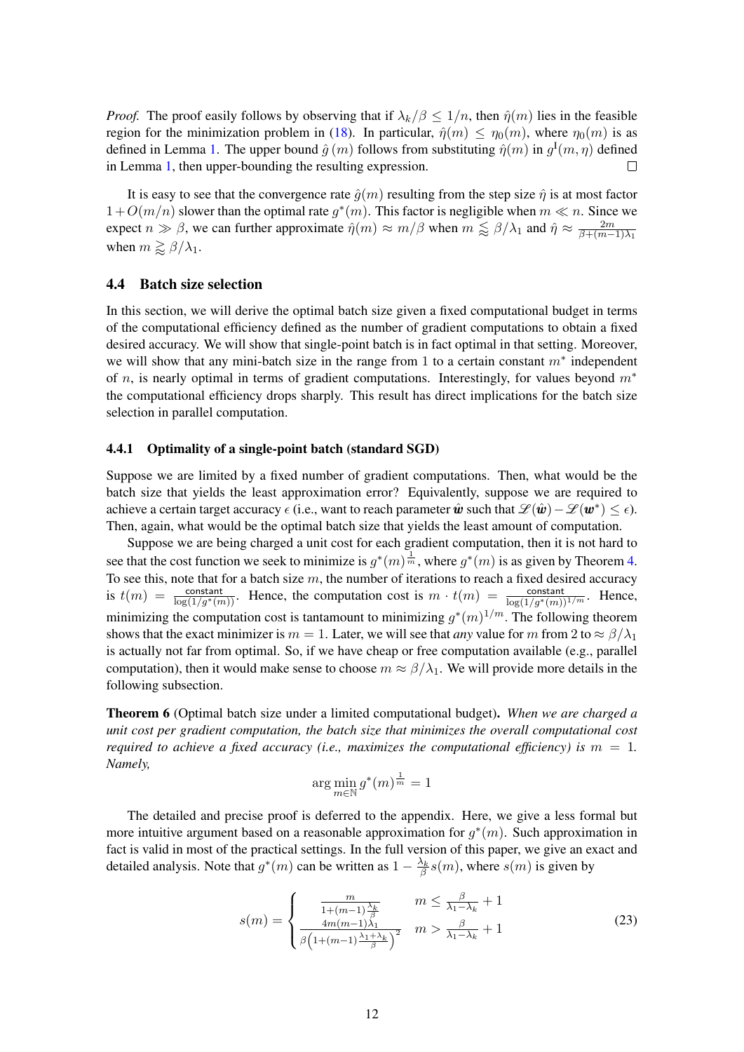*Proof.* The proof easily follows by observing that if $\lambda_k/\beta \le 1/n$, then $\hat{\eta}(m)$ lies in the feasible region for the minimization problem in (18). In particular, $\hat{\eta}(m) \le \eta_0(m)$, where $\eta_0(m)$ is as defined in Lemma 1. The upper bound $\hat{g}(m)$ follows from substituting $\hat{\eta}(m)$ in $g^{\mathrm{I}}(m, \eta)$ defined in Lemma 1, then upper-bounding the resulting expression. □

It is easy to see that the convergence rate $\hat{g}(m)$ resulting from the step size $\hat{\eta}$ is at most factor $1 + O(m/n)$ slower than the optimal rate $g^*(m)$. This factor is negligible when $m \ll n$. Since we expect $n \gg \beta$, we can further approximate $\hat{\eta}(m) \approx m/\beta$ when $m \lessapprox \beta/\lambda_1$ and $\hat{\eta} \approx \frac{2m}{\beta + (m-1)\lambda_1}$ when $m \gtrapprox \beta/\lambda_1$.

### 4.4 Batch size selection

In this section, we will derive the optimal batch size given a fixed computational budget in terms of the computational efficiency defined as the number of gradient computations to obtain a fixed desired accuracy. We will show that single-point batch is in fact optimal in that setting. Moreover, we will show that any mini-batch size in the range from 1 to a certain constant $m^*$ independent of $n$, is nearly optimal in terms of gradient computations. Interestingly, for values beyond $m^*$ the computational efficiency drops sharply. This result has direct implications for the batch size selection in parallel computation.

#### 4.4.1 Optimality of a single-point batch (standard SGD)

Suppose we are limited by a fixed number of gradient computations. Then, what would be the batch size that yields the least approximation error? Equivalently, suppose we are required to achieve a certain target accuracy $\epsilon$ (i.e., want to reach parameter $\hat{\boldsymbol{w}}$ such that $\mathscr{L}(\hat{\boldsymbol{w}}) - \mathscr{L}(\boldsymbol{w}^*) \le \epsilon$). Then, again, what would be the optimal batch size that yields the least amount of computation.

Suppose we are being charged a unit cost for each gradient computation, then it is not hard to see that the cost function we seek to minimize is $g^*(m)^{\frac{1}{m}}$, where $g^*(m)$ is as given by Theorem 4. To see this, note that for a batch size $m$, the number of iterations to reach a fixed desired accuracy is $t(m) = \frac{\text{constant}}{\log(1/g^*(m))}$. Hence, the computation cost is $m \cdot t(m) = \frac{\text{constant}}{\log(1/g^*(m))^{1/m}}$. Hence, minimizing the computation cost is tantamount to minimizing $g^*(m)^{1/m}$. The following theorem shows that the exact minimizer is $m = 1$. Later, we will see that *any* value for $m$ from 2 to $\approx \beta/\lambda_1$ is actually not far from optimal. So, if we have cheap or free computation available (e.g., parallel computation), then it would make sense to choose $m \approx \beta/\lambda_1$. We will provide more details in the following subsection.

**Theorem 6** (Optimal batch size under a limited computational budget)**.** *When we are charged a unit cost per gradient computation, the batch size that minimizes the overall computational cost required to achieve a fixed accuracy (i.e., maximizes the computational efficiency) is $m = 1$. Namely,*

$$\arg\min_{m \in \mathbb{N}} g^*(m)^{\frac{1}{m}} = 1$$

The detailed and precise proof is deferred to the appendix. Here, we give a less formal but more intuitive argument based on a reasonable approximation for $g^*(m)$. Such approximation in fact is valid in most of the practical settings. In the full version of this paper, we give an exact and detailed analysis. Note that $g^*(m)$ can be written as $1 - \frac{\lambda_k}{\beta} s(m)$, where $s(m)$ is given by

$$s(m) = \begin{cases} \frac{m}{1 + (m-1)\frac{\lambda_k}{\beta}} & m \le \frac{\beta}{\lambda_1 - \lambda_k} + 1 \\ \frac{4m(m-1)\lambda_1}{\beta\left(1 + (m-1)\frac{\lambda_1 + \lambda_k}{\beta}\right)^2} & m > \frac{\beta}{\lambda_1 - \lambda_k} + 1 \end{cases} \tag{23}$$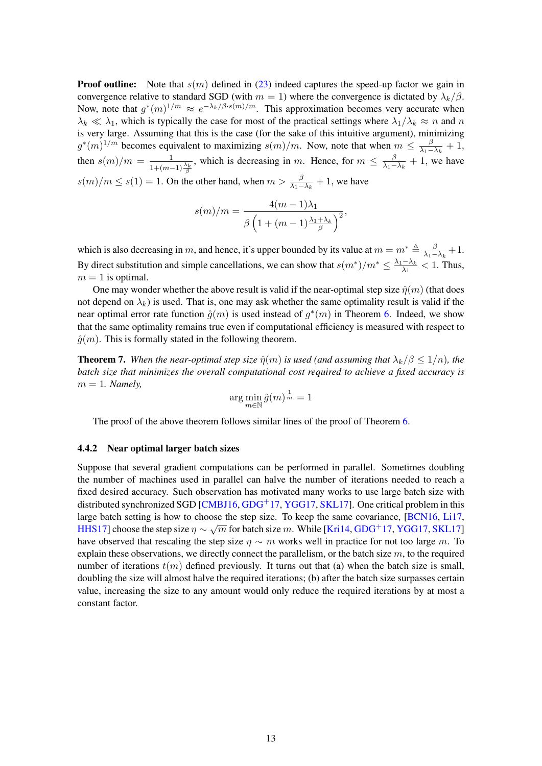**Proof outline:** Note that $s(m)$ defined in (23) indeed captures the speed-up factor we gain in convergence relative to standard SGD (with $m = 1$) where the convergence is dictated by $\lambda_k/\beta$. Now, note that $g^*(m)^{1/m} \approx e^{-\lambda_k/\beta \cdot s(m)/m}$. This approximation becomes very accurate when $\lambda_k \ll \lambda_1$, which is typically the case for most of the practical settings where $\lambda_1/\lambda_k \approx n$ and $n$ is very large. Assuming that this is the case (for the sake of this intuitive argument), minimizing $g^*(m)^{1/m}$ becomes equivalent to maximizing $s(m)/m$. Now, note that when $m \leq \frac{\beta}{\lambda_1 - \lambda_k} + 1$, then $s(m)/m = \frac{1}{1+(m-1)\frac{\lambda_k}{\beta}}$, which is decreasing in $m$. Hence, for $m \leq \frac{\beta}{\lambda_1 - \lambda_k} + 1$, we have $s(m)/m \leq s(1) = 1$. On the other hand, when $m > \frac{\beta}{\lambda_1 - \lambda_k} + 1$, we have

$$s(m)/m = \frac{4(m-1)\lambda_1}{\beta\left(1 + (m-1)\frac{\lambda_1 + \lambda_k}{\beta}\right)^2},$$

which is also decreasing in $m$, and hence, it's upper bounded by its value at $m = m^* \triangleq \frac{\beta}{\lambda_1 - \lambda_k} + 1$. By direct substitution and simple cancellations, we can show that $s(m^*)/m^* \leq \frac{\lambda_1 - \lambda_k}{\lambda_1} < 1$. Thus, $m = 1$ is optimal.

One may wonder whether the above result is valid if the near-optimal step size $\hat{\eta}(m)$ (that does not depend on $\lambda_k$) is used. That is, one may ask whether the same optimality result is valid if the near optimal error rate function $\hat{g}(m)$ is used instead of $g^*(m)$ in Theorem 6. Indeed, we show that the same optimality remains true even if computational efficiency is measured with respect to $\hat{g}(m)$. This is formally stated in the following theorem.

**Theorem 7.** *When the near-optimal step size $\hat{\eta}(m)$ is used (and assuming that $\lambda_k/\beta \leq 1/n$), the batch size that minimizes the overall computational cost required to achieve a fixed accuracy is $m = 1$. Namely,*

$$\arg\min_{m \in \mathbb{N}} \hat{g}(m)^{\frac{1}{m}} = 1$$

The proof of the above theorem follows similar lines of the proof of Theorem 6.

### 4.4.2 Near optimal larger batch sizes

Suppose that several gradient computations can be performed in parallel. Sometimes doubling the number of machines used in parallel can halve the number of iterations needed to reach a fixed desired accuracy. Such observation has motivated many works to use large batch size with distributed synchronized SGD [CMBJ16, GDG+17, YGG17, SKL17]. One critical problem in this large batch setting is how to choose the step size. To keep the same covariance, [BCN16, Li17, HHS17] choose the step size $\eta \sim \sqrt{m}$ for batch size $m$. While [Kri14, GDG+17, YGG17, SKL17] have observed that rescaling the step size $\eta \sim m$ works well in practice for not too large $m$. To explain these observations, we directly connect the parallelism, or the batch size $m$, to the required number of iterations $t(m)$ defined previously. It turns out that (a) when the batch size is small, doubling the size will almost halve the required iterations; (b) after the batch size surpasses certain value, increasing the size to any amount would only reduce the required iterations by at most a constant factor.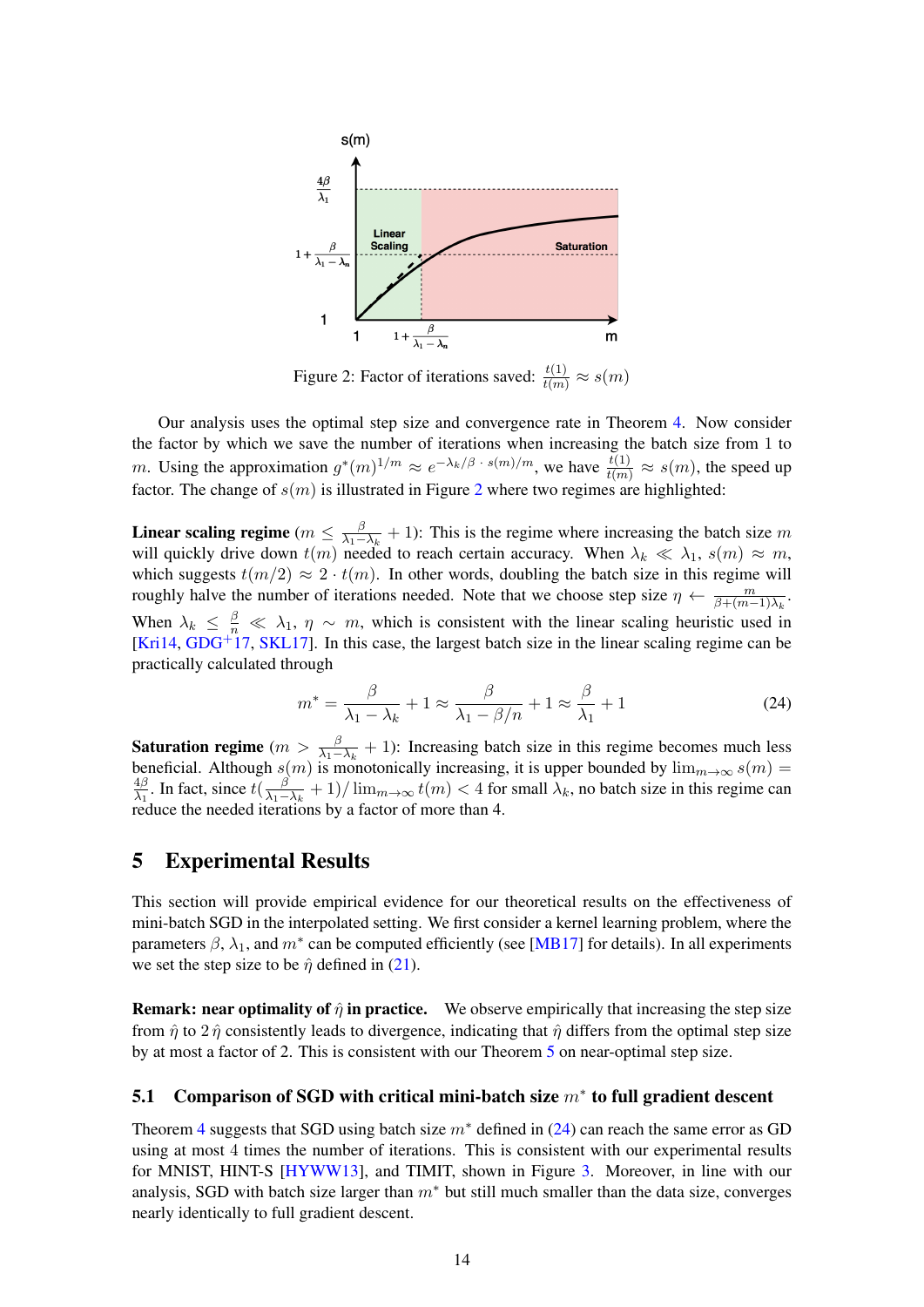Figure 2: Factor of iterations saved: $\frac{t(1)}{t(m)} \approx s(m)$

Our analysis uses the optimal step size and convergence rate in Theorem 4. Now consider the factor by which we save the number of iterations when increasing the batch size from 1 to $m$. Using the approximation $g^*(m)^{1/m} \approx e^{-\lambda_k/\beta \cdot s(m)/m}$, we have $\frac{t(1)}{t(m)} \approx s(m)$, the speed up factor. The change of $s(m)$ is illustrated in Figure 2 where two regimes are highlighted:

**Linear scaling regime** ($m \leq \frac{\beta}{\lambda_1 - \lambda_k} + 1$): This is the regime where increasing the batch size $m$ will quickly drive down $t(m)$ needed to reach certain accuracy. When $\lambda_k \ll \lambda_1$, $s(m) \approx m$, which suggests $t(m/2) \approx 2 \cdot t(m)$. In other words, doubling the batch size in this regime will roughly halve the number of iterations needed. Note that we choose step size $\eta \leftarrow \frac{m}{\beta + (m-1)\lambda_k}$. When $\lambda_k \leq \frac{\beta}{n} \ll \lambda_1$, $\eta \sim m$, which is consistent with the linear scaling heuristic used in [Kri14, GDG+17, SKL17]. In this case, the largest batch size in the linear scaling regime can be practically calculated through

$$m^* = \frac{\beta}{\lambda_1 - \lambda_k} + 1 \approx \frac{\beta}{\lambda_1 - \beta/n} + 1 \approx \frac{\beta}{\lambda_1} + 1 \tag{24}$$

**Saturation regime** ($m > \frac{\beta}{\lambda_1 - \lambda_k} + 1$): Increasing batch size in this regime becomes much less beneficial. Although $s(m)$ is monotonically increasing, it is upper bounded by $\lim_{m \to \infty} s(m) = \frac{4\beta}{\lambda_1}$. In fact, since $t(\frac{\beta}{\lambda_1 - \lambda_k} + 1) / \lim_{m \to \infty} t(m) < 4$ for small $\lambda_k$, no batch size in this regime can reduce the needed iterations by a factor of more than 4.

# 5 Experimental Results

This section will provide empirical evidence for our theoretical results on the effectiveness of mini-batch SGD in the interpolated setting. We first consider a kernel learning problem, where the parameters $\beta$, $\lambda_1$, and $m^*$ can be computed efficiently (see [MB17] for details). In all experiments we set the step size to be $\hat{\eta}$ defined in (21).

**Remark: near optimality of $\hat{\eta}$ in practice.** We observe empirically that increasing the step size from $\hat{\eta}$ to $2\,\hat{\eta}$ consistently leads to divergence, indicating that $\hat{\eta}$ differs from the optimal step size by at most a factor of 2. This is consistent with our Theorem 5 on near-optimal step size.

## 5.1 Comparison of SGD with critical mini-batch size $m^*$ to full gradient descent

Theorem 4 suggests that SGD using batch size $m^*$ defined in (24) can reach the same error as GD using at most 4 times the number of iterations. This is consistent with our experimental results for MNIST, HINT-S [HYWW13], and TIMIT, shown in Figure 3. Moreover, in line with our analysis, SGD with batch size larger than $m^*$ but still much smaller than the data size, converges nearly identically to full gradient descent.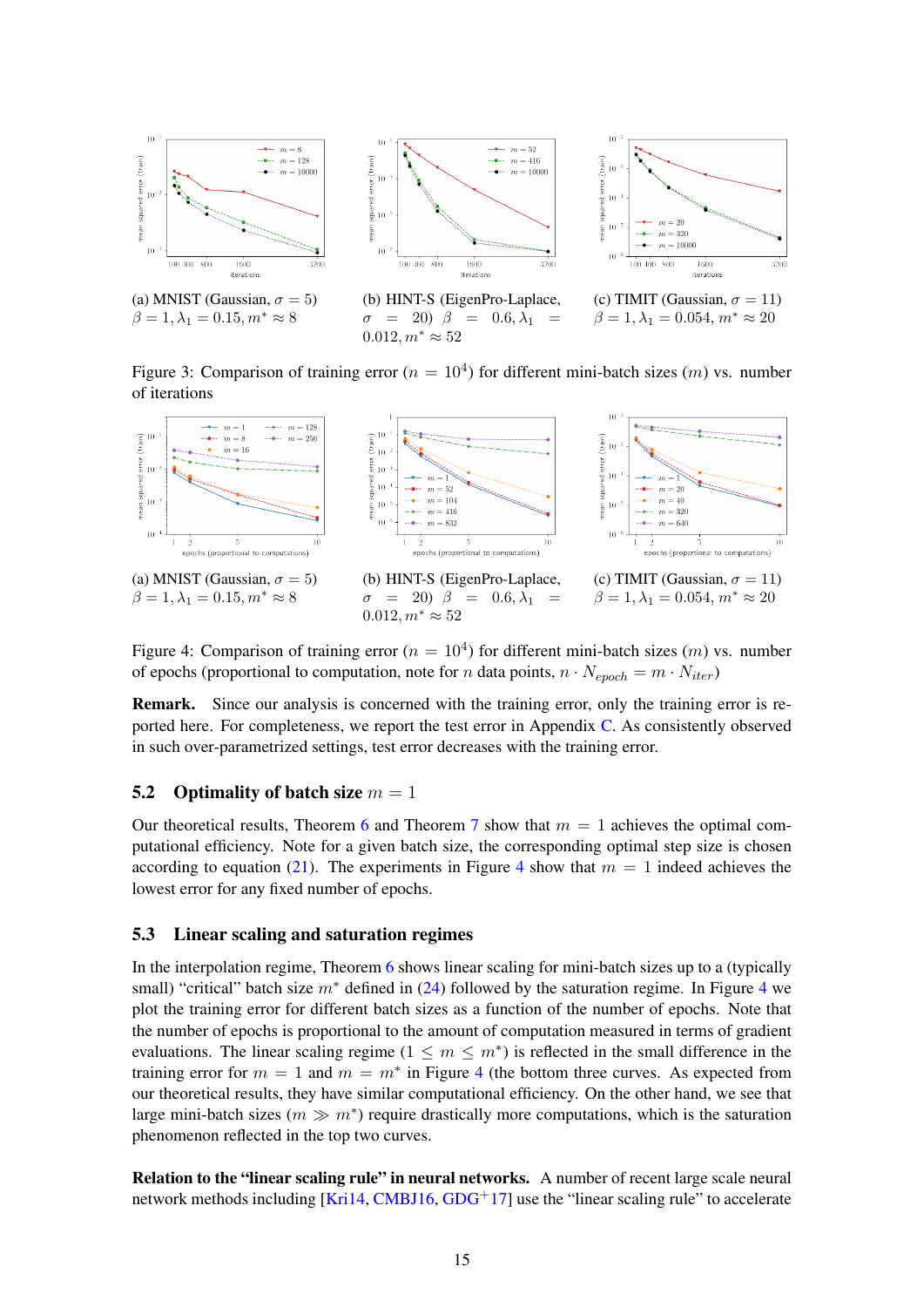(a) MNIST (Gaussian, $\sigma = 5$) $\beta = 1, \lambda_1 = 0.15, m^* \approx 8$

(b) HINT-S (EigenPro-Laplace, $\sigma = 20$) $\beta = 0.6, \lambda_1 = 0.012, m^* \approx 52$

(c) TIMIT (Gaussian, $\sigma = 11$) $\beta = 1, \lambda_1 = 0.054, m^* \approx 20$

Figure 3: Comparison of training error ($n = 10^4$) for different mini-batch sizes ($m$) vs. number of iterations

(a) MNIST (Gaussian, $\sigma = 5$) $\beta = 1, \lambda_1 = 0.15, m^* \approx 8$

(b) HINT-S (EigenPro-Laplace, $\sigma = 20$) $\beta = 0.6, \lambda_1 = 0.012, m^* \approx 52$

(c) TIMIT (Gaussian, $\sigma = 11$) $\beta = 1, \lambda_1 = 0.054, m^* \approx 20$

Figure 4: Comparison of training error ($n = 10^4$) for different mini-batch sizes ($m$) vs. number of epochs (proportional to computation, note for $n$ data points, $n \cdot N_{epoch} = m \cdot N_{iter}$)

**Remark.** Since our analysis is concerned with the training error, only the training error is reported here. For completeness, we report the test error in Appendix C. As consistently observed in such over-parametrized settings, test error decreases with the training error.

## 5.2 Optimality of batch size $m = 1$

Our theoretical results, Theorem 6 and Theorem 7 show that $m = 1$ achieves the optimal computational efficiency. Note for a given batch size, the corresponding optimal step size is chosen according to equation (21). The experiments in Figure 4 show that $m = 1$ indeed achieves the lowest error for any fixed number of epochs.

## 5.3 Linear scaling and saturation regimes

In the interpolation regime, Theorem 6 shows linear scaling for mini-batch sizes up to a (typically small) "critical" batch size $m^*$ defined in (24) followed by the saturation regime. In Figure 4 we plot the training error for different batch sizes as a function of the number of epochs. Note that the number of epochs is proportional to the amount of computation measured in terms of gradient evaluations. The linear scaling regime ($1 \le m \le m^*$) is reflected in the small difference in the training error for $m = 1$ and $m = m^*$ in Figure 4 (the bottom three curves. As expected from our theoretical results, they have similar computational efficiency. On the other hand, we see that large mini-batch sizes ($m \gg m^*$) require drastically more computations, which is the saturation phenomenon reflected in the top two curves.

**Relation to the "linear scaling rule" in neural networks.** A number of recent large scale neural network methods including [Kri14, CMBJ16, GDG+17] use the "linear scaling rule" to accelerate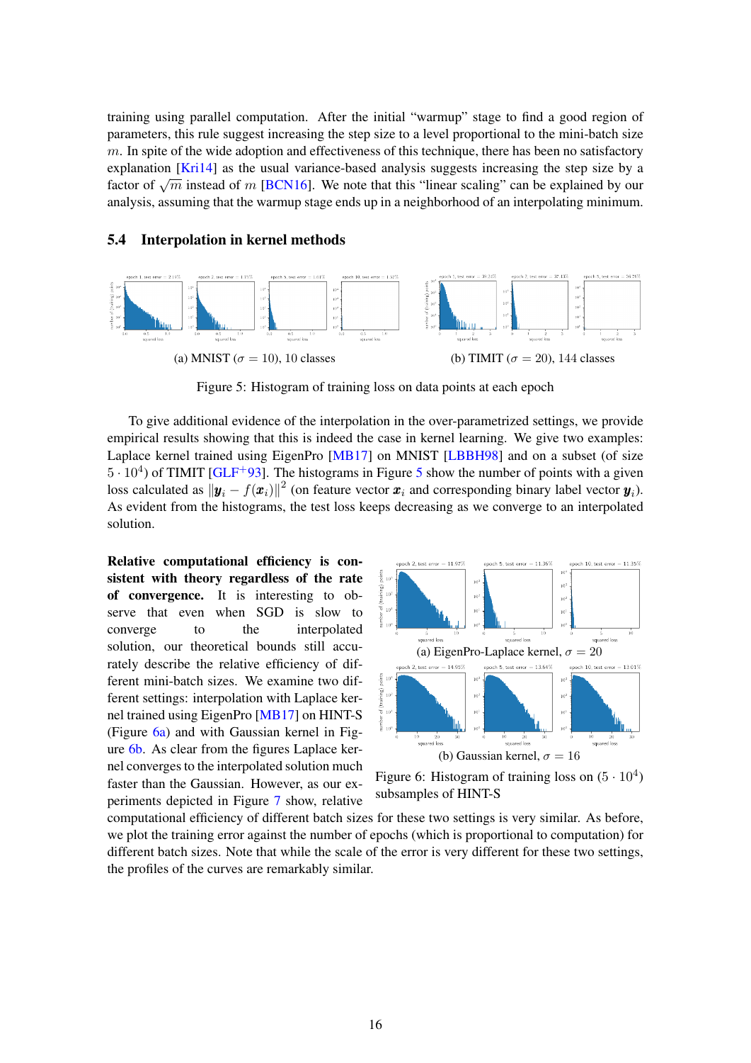training using parallel computation. After the initial "warmup" stage to find a good region of parameters, this rule suggest increasing the step size to a level proportional to the mini-batch size $m$. In spite of the wide adoption and effectiveness of this technique, there has been no satisfactory explanation [Kri14] as the usual variance-based analysis suggests increasing the step size by a factor of $\sqrt{m}$ instead of $m$ [BCN16]. We note that this "linear scaling" can be explained by our analysis, assuming that the warmup stage ends up in a neighborhood of an interpolating minimum.

### 5.4 Interpolation in kernel methods

(a) MNIST ($\sigma = 10$), 10 classes

(b) TIMIT ($\sigma = 20$), 144 classes

Figure 5: Histogram of training loss on data points at each epoch

To give additional evidence of the interpolation in the over-parametrized settings, we provide empirical results showing that this is indeed the case in kernel learning. We give two examples: Laplace kernel trained using EigenPro [MB17] on MNIST [LBBH98] and on a subset (of size $5 \cdot 10^4$) of TIMIT [GLF+93]. The histograms in Figure 5 show the number of points with a given loss calculated as $\|\boldsymbol{y}_i - f(\boldsymbol{x}_i)\|^2$ (on feature vector $\boldsymbol{x}_i$ and corresponding binary label vector $\boldsymbol{y}_i$). As evident from the histograms, the test loss keeps decreasing as we converge to an interpolated solution.

**Relative computational efficiency is consistent with theory regardless of the rate of convergence.** It is interesting to observe that even when SGD is slow to converge to the interpolated solution, our theoretical bounds still accurately describe the relative efficiency of different mini-batch sizes. We examine two different settings: interpolation with Laplace kernel trained using EigenPro [MB17] on HINT-S (Figure 6a) and with Gaussian kernel in Figure 6b. As clear from the figures Laplace kernel converges to the interpolated solution much faster than the Gaussian. However, as our experiments depicted in Figure 7 show, relative computational efficiency of different batch sizes for these two settings is very similar. As before, we plot the training error against the number of epochs (which is proportional to computation) for different batch sizes. Note that while the scale of the error is very different for these two settings, the profiles of the curves are remarkably similar.

(a) EigenPro-Laplace kernel, $\sigma = 20$

(b) Gaussian kernel, $\sigma = 16$

Figure 6: Histogram of training loss on $(5 \cdot 10^4)$ subsamples of HINT-S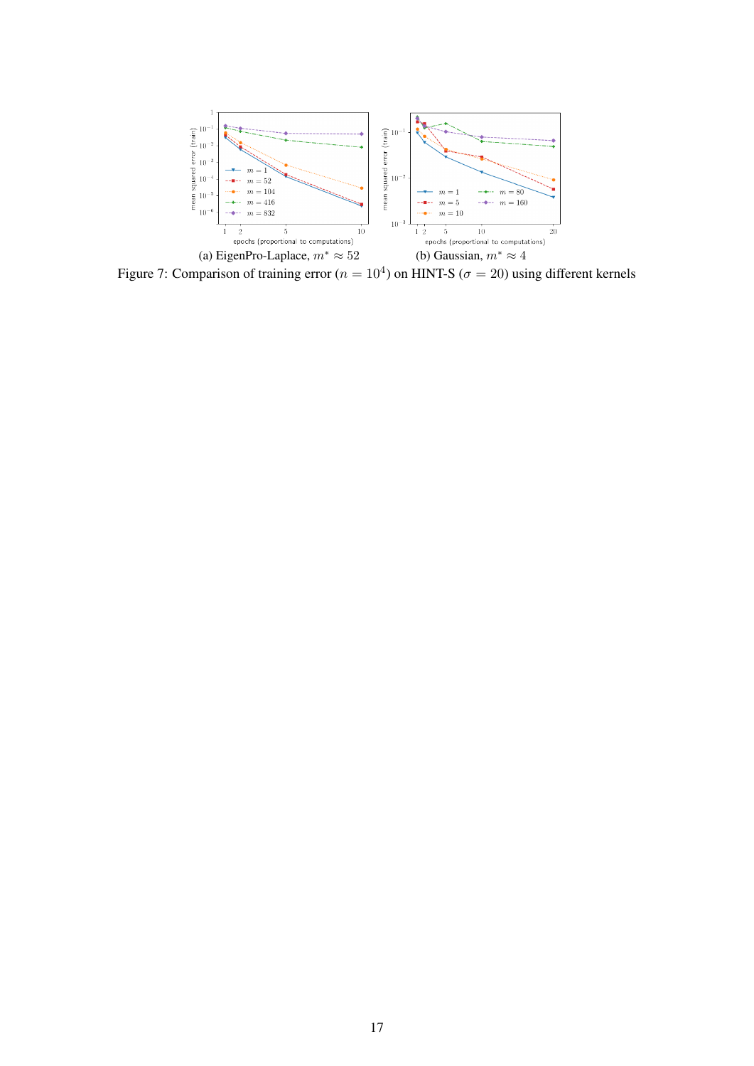(a) EigenPro-Laplace, $m^* \approx 52$

(b) Gaussian, $m^* \approx 4$

Figure 7: Comparison of training error ($n = 10^4$) on HINT-S ($\sigma = 20$) using different kernels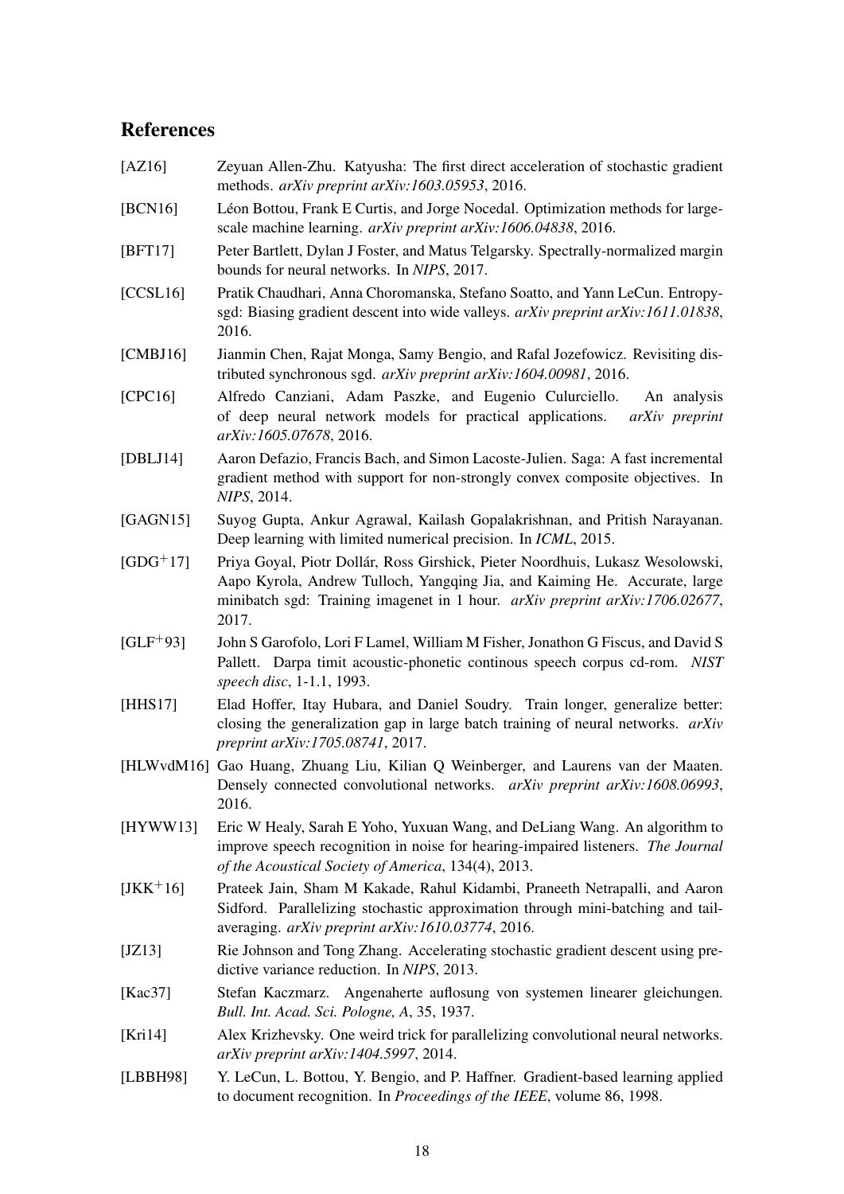## References

[AZ16] Zeyuan Allen-Zhu. Katyusha: The first direct acceleration of stochastic gradient methods. *arXiv preprint arXiv:1603.05953*, 2016.

[BCN16] Léon Bottou, Frank E Curtis, and Jorge Nocedal. Optimization methods for large-scale machine learning. *arXiv preprint arXiv:1606.04838*, 2016.

[BFT17] Peter Bartlett, Dylan J Foster, and Matus Telgarsky. Spectrally-normalized margin bounds for neural networks. In *NIPS*, 2017.

[CCSL16] Pratik Chaudhari, Anna Choromanska, Stefano Soatto, and Yann LeCun. Entropy-sgd: Biasing gradient descent into wide valleys. *arXiv preprint arXiv:1611.01838*, 2016.

[CMBJ16] Jianmin Chen, Rajat Monga, Samy Bengio, and Rafal Jozefowicz. Revisiting distributed synchronous sgd. *arXiv preprint arXiv:1604.00981*, 2016.

[CPC16] Alfredo Canziani, Adam Paszke, and Eugenio Culurciello. An analysis of deep neural network models for practical applications. *arXiv preprint arXiv:1605.07678*, 2016.

[DBLJ14] Aaron Defazio, Francis Bach, and Simon Lacoste-Julien. Saga: A fast incremental gradient method with support for non-strongly convex composite objectives. In *NIPS*, 2014.

[GAGN15] Suyog Gupta, Ankur Agrawal, Kailash Gopalakrishnan, and Pritish Narayanan. Deep learning with limited numerical precision. In *ICML*, 2015.

[GDG$^+$17] Priya Goyal, Piotr Dollár, Ross Girshick, Pieter Noordhuis, Lukasz Wesolowski, Aapo Kyrola, Andrew Tulloch, Yangqing Jia, and Kaiming He. Accurate, large minibatch sgd: Training imagenet in 1 hour. *arXiv preprint arXiv:1706.02677*, 2017.

[GLF$^+$93] John S Garofolo, Lori F Lamel, William M Fisher, Jonathon G Fiscus, and David S Pallett. Darpa timit acoustic-phonetic continous speech corpus cd-rom. *NIST speech disc*, 1-1.1, 1993.

[HHS17] Elad Hoffer, Itay Hubara, and Daniel Soudry. Train longer, generalize better: closing the generalization gap in large batch training of neural networks. *arXiv preprint arXiv:1705.08741*, 2017.

[HLWvdM16] Gao Huang, Zhuang Liu, Kilian Q Weinberger, and Laurens van der Maaten. Densely connected convolutional networks. *arXiv preprint arXiv:1608.06993*, 2016.

[HYWW13] Eric W Healy, Sarah E Yoho, Yuxuan Wang, and DeLiang Wang. An algorithm to improve speech recognition in noise for hearing-impaired listeners. *The Journal of the Acoustical Society of America*, 134(4), 2013.

[JKK$^+$16] Prateek Jain, Sham M Kakade, Rahul Kidambi, Praneeth Netrapalli, and Aaron Sidford. Parallelizing stochastic approximation through mini-batching and tail-averaging. *arXiv preprint arXiv:1610.03774*, 2016.

[JZ13] Rie Johnson and Tong Zhang. Accelerating stochastic gradient descent using predictive variance reduction. In *NIPS*, 2013.

[Kac37] Stefan Kaczmarz. Angenaherte auflosung von systemen linearer gleichungen. *Bull. Int. Acad. Sci. Pologne, A*, 35, 1937.

[Kri14] Alex Krizhevsky. One weird trick for parallelizing convolutional neural networks. *arXiv preprint arXiv:1404.5997*, 2014.

[LBBH98] Y. LeCun, L. Bottou, Y. Bengio, and P. Haffner. Gradient-based learning applied to document recognition. In *Proceedings of the IEEE*, volume 86, 1998.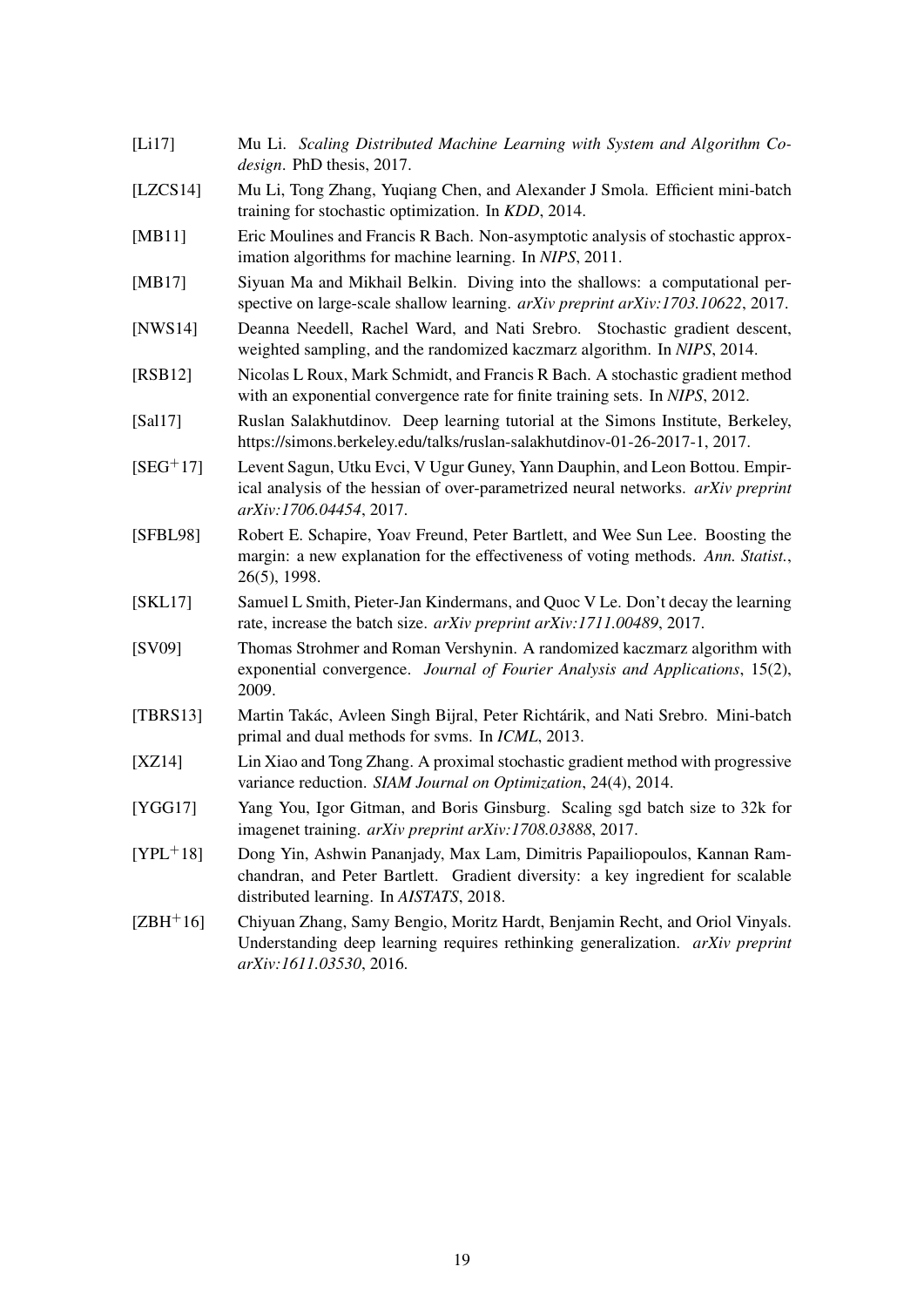[Li17] Mu Li. *Scaling Distributed Machine Learning with System and Algorithm Co-design*. PhD thesis, 2017.

[LZCS14] Mu Li, Tong Zhang, Yuqiang Chen, and Alexander J Smola. Efficient mini-batch training for stochastic optimization. In *KDD*, 2014.

[MB11] Eric Moulines and Francis R Bach. Non-asymptotic analysis of stochastic approximation algorithms for machine learning. In *NIPS*, 2011.

[MB17] Siyuan Ma and Mikhail Belkin. Diving into the shallows: a computational perspective on large-scale shallow learning. *arXiv preprint arXiv:1703.10622*, 2017.

[NWS14] Deanna Needell, Rachel Ward, and Nati Srebro. Stochastic gradient descent, weighted sampling, and the randomized kaczmarz algorithm. In *NIPS*, 2014.

[RSB12] Nicolas L Roux, Mark Schmidt, and Francis R Bach. A stochastic gradient method with an exponential convergence rate for finite training sets. In *NIPS*, 2012.

[Sal17] Ruslan Salakhutdinov. Deep learning tutorial at the Simons Institute, Berkeley, https://simons.berkeley.edu/talks/ruslan-salakhutdinov-01-26-2017-1, 2017.

[SEG+17] Levent Sagun, Utku Evci, V Ugur Guney, Yann Dauphin, and Leon Bottou. Empirical analysis of the hessian of over-parametrized neural networks. *arXiv preprint arXiv:1706.04454*, 2017.

[SFBL98] Robert E. Schapire, Yoav Freund, Peter Bartlett, and Wee Sun Lee. Boosting the margin: a new explanation for the effectiveness of voting methods. *Ann. Statist.*, 26(5), 1998.

[SKL17] Samuel L Smith, Pieter-Jan Kindermans, and Quoc V Le. Don't decay the learning rate, increase the batch size. *arXiv preprint arXiv:1711.00489*, 2017.

[SV09] Thomas Strohmer and Roman Vershynin. A randomized kaczmarz algorithm with exponential convergence. *Journal of Fourier Analysis and Applications*, 15(2), 2009.

[TBRS13] Martin Takác, Avleen Singh Bijral, Peter Richtárik, and Nati Srebro. Mini-batch primal and dual methods for svms. In *ICML*, 2013.

[XZ14] Lin Xiao and Tong Zhang. A proximal stochastic gradient method with progressive variance reduction. *SIAM Journal on Optimization*, 24(4), 2014.

[YGG17] Yang You, Igor Gitman, and Boris Ginsburg. Scaling sgd batch size to 32k for imagenet training. *arXiv preprint arXiv:1708.03888*, 2017.

[YPL+18] Dong Yin, Ashwin Pananjady, Max Lam, Dimitris Papailiopoulos, Kannan Ramchandran, and Peter Bartlett. Gradient diversity: a key ingredient for scalable distributed learning. In *AISTATS*, 2018.

[ZBH+16] Chiyuan Zhang, Samy Bengio, Moritz Hardt, Benjamin Recht, and Oriol Vinyals. Understanding deep learning requires rethinking generalization. *arXiv preprint arXiv:1611.03530*, 2016.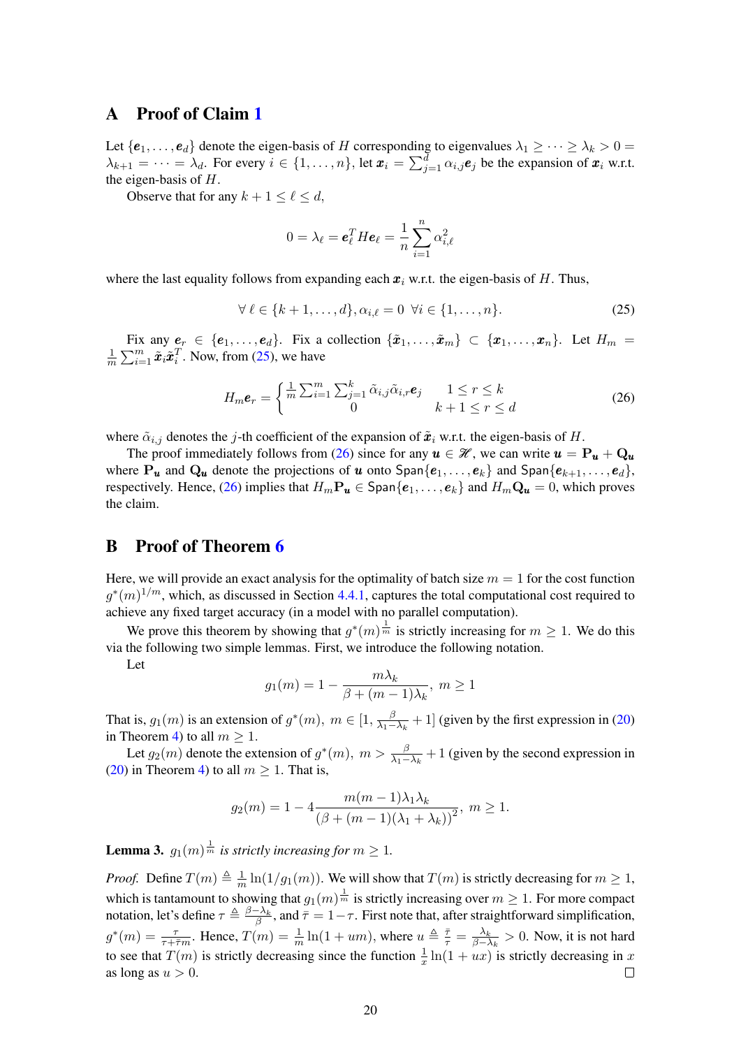## A Proof of Claim 1

Let $\{\boldsymbol{e}_1, \ldots, \boldsymbol{e}_d\}$ denote the eigen-basis of $H$ corresponding to eigenvalues $\lambda_1 \geq \cdots \geq \lambda_k > 0 = \lambda_{k+1} = \cdots = \lambda_d$. For every $i \in \{1, \ldots, n\}$, let $\boldsymbol{x}_i = \sum_{j=1}^{d} \alpha_{i,j} \boldsymbol{e}_j$ be the expansion of $\boldsymbol{x}_i$ w.r.t. the eigen-basis of $H$.

Observe that for any $k+1 \leq \ell \leq d$,

$$0 = \lambda_\ell = \boldsymbol{e}_\ell^T H \boldsymbol{e}_\ell = \frac{1}{n} \sum_{i=1}^{n} \alpha_{i,\ell}^2$$

where the last equality follows from expanding each $\boldsymbol{x}_i$ w.r.t. the eigen-basis of $H$. Thus,

$$\forall\, \ell \in \{k+1, \ldots, d\}, \alpha_{i,\ell} = 0 \;\; \forall i \in \{1, \ldots, n\}. \tag{25}$$

Fix any $\boldsymbol{e}_r \in \{\boldsymbol{e}_1, \ldots, \boldsymbol{e}_d\}$. Fix a collection $\{\tilde{\boldsymbol{x}}_1, \ldots, \tilde{\boldsymbol{x}}_m\} \subset \{\boldsymbol{x}_1, \ldots, \boldsymbol{x}_n\}$. Let $H_m = \frac{1}{m} \sum_{i=1}^{m} \tilde{\boldsymbol{x}}_i \tilde{\boldsymbol{x}}_i^T$. Now, from (25), we have

$$H_m \boldsymbol{e}_r = \begin{cases} \frac{1}{m} \sum_{i=1}^{m} \sum_{j=1}^{k} \tilde{\alpha}_{i,j} \tilde{\alpha}_{i,r} \boldsymbol{e}_j & 1 \leq r \leq k \\ 0 & k+1 \leq r \leq d \end{cases} \tag{26}$$

where $\tilde{\alpha}_{i,j}$ denotes the $j$-th coefficient of the expansion of $\tilde{\boldsymbol{x}}_i$ w.r.t. the eigen-basis of $H$.

The proof immediately follows from (26) since for any $\boldsymbol{u} \in \mathscr{H}$, we can write $\boldsymbol{u} = \mathbf{P}_{\boldsymbol{u}} + \mathbf{Q}_{\boldsymbol{u}}$ where $\mathbf{P}_{\boldsymbol{u}}$ and $\mathbf{Q}_{\boldsymbol{u}}$ denote the projections of $\boldsymbol{u}$ onto $\mathsf{Span}\{\boldsymbol{e}_1, \ldots, \boldsymbol{e}_k\}$ and $\mathsf{Span}\{\boldsymbol{e}_{k+1}, \ldots, \boldsymbol{e}_d\}$, respectively. Hence, (26) implies that $H_m \mathbf{P}_{\boldsymbol{u}} \in \mathsf{Span}\{\boldsymbol{e}_1, \ldots, \boldsymbol{e}_k\}$ and $H_m \mathbf{Q}_{\boldsymbol{u}} = 0$, which proves the claim.

## B Proof of Theorem 6

Here, we will provide an exact analysis for the optimality of batch size $m = 1$ for the cost function $g^*(m)^{1/m}$, which, as discussed in Section 4.4.1, captures the total computational cost required to achieve any fixed target accuracy (in a model with no parallel computation).

We prove this theorem by showing that $g^*(m)^{\frac{1}{m}}$ is strictly increasing for $m \geq 1$. We do this via the following two simple lemmas. First, we introduce the following notation.

Let

$$g_1(m) = 1 - \frac{m\lambda_k}{\beta + (m-1)\lambda_k}, \; m \geq 1$$

That is, $g_1(m)$ is an extension of $g^*(m)$, $m \in [1, \frac{\beta}{\lambda_1 - \lambda_k} + 1]$ (given by the first expression in (20) in Theorem 4) to all $m \geq 1$.

Let $g_2(m)$ denote the extension of $g^*(m)$, $m > \frac{\beta}{\lambda_1 - \lambda_k} + 1$ (given by the second expression in (20) in Theorem 4) to all $m \geq 1$. That is,

$$g_2(m) = 1 - 4\frac{m(m-1)\lambda_1\lambda_k}{\left(\beta + (m-1)(\lambda_1 + \lambda_k)\right)^2}, \; m \geq 1.$$

**Lemma 3.** *$g_1(m)^{\frac{1}{m}}$ is strictly increasing for $m \geq 1$.*

*Proof.* Define $T(m) \triangleq \frac{1}{m} \ln(1/g_1(m))$. We will show that $T(m)$ is strictly decreasing for $m \geq 1$, which is tantamount to showing that $g_1(m)^{\frac{1}{m}}$ is strictly increasing over $m \geq 1$. For more compact notation, let's define $\tau \triangleq \frac{\beta - \lambda_k}{\beta}$, and $\bar{\tau} = 1 - \tau$. First note that, after straightforward simplification, $g^*(m) = \frac{\tau}{\tau + \bar{\tau} m}$. Hence, $T(m) = \frac{1}{m} \ln(1 + um)$, where $u \triangleq \frac{\bar{\tau}}{\tau} = \frac{\lambda_k}{\beta - \lambda_k} > 0$. Now, it is not hard to see that $T(m)$ is strictly decreasing since the function $\frac{1}{x} \ln(1 + ux)$ is strictly decreasing in $x$ as long as $u > 0$. $\square$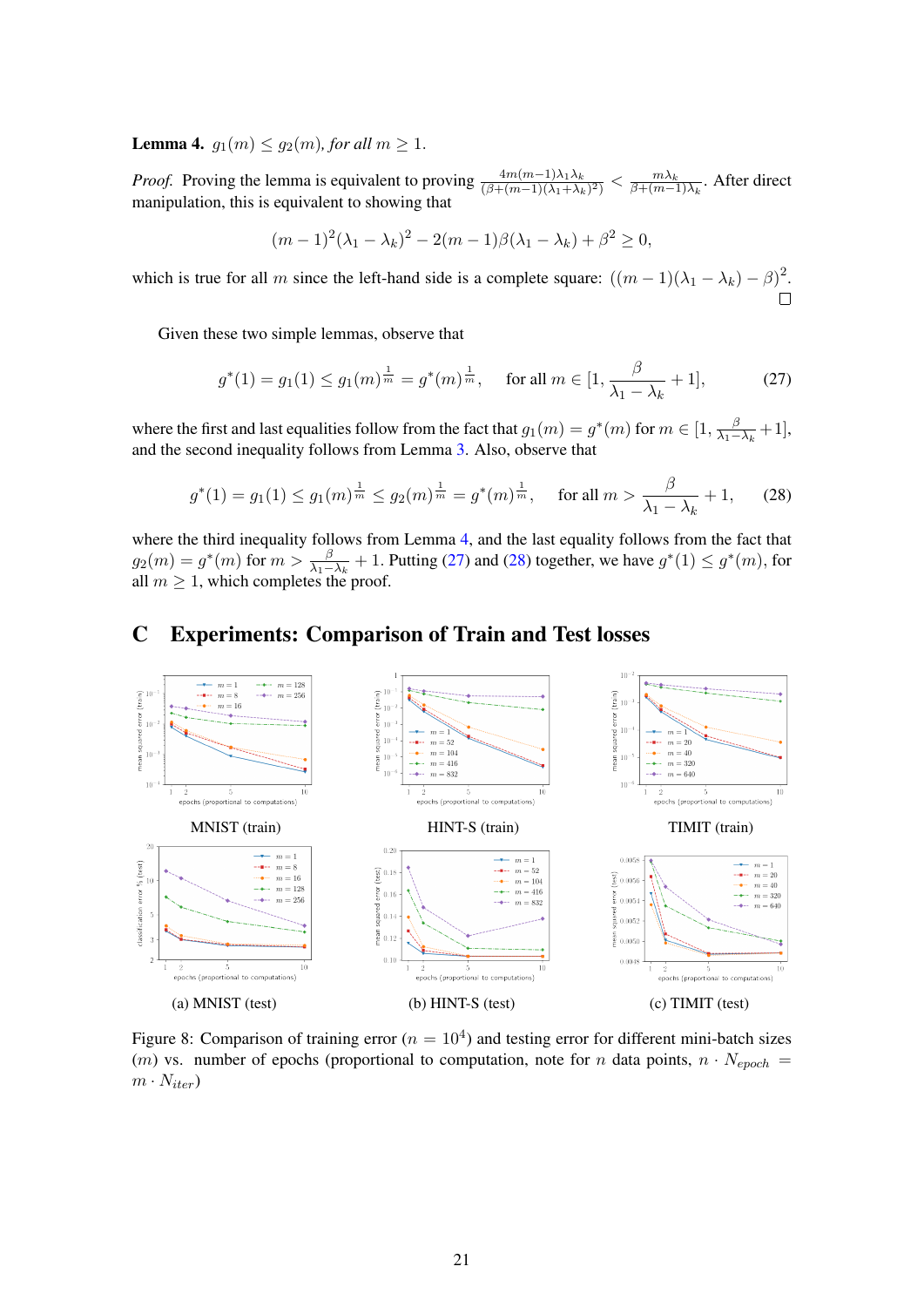**Lemma 4.** $g_1(m) \leq g_2(m)$*, for all* $m \geq 1$.

*Proof.* Proving the lemma is equivalent to proving $\frac{4m(m-1)\lambda_1\lambda_k}{(\beta+(m-1)(\lambda_1+\lambda_k)^2)} < \frac{m\lambda_k}{\beta+(m-1)\lambda_k}$. After direct manipulation, this is equivalent to showing that

$$(m-1)^2(\lambda_1 - \lambda_k)^2 - 2(m-1)\beta(\lambda_1 - \lambda_k) + \beta^2 \geq 0,$$

which is true for all $m$ since the left-hand side is a complete square: $((m-1)(\lambda_1 - \lambda_k) - \beta)^2$. □

Given these two simple lemmas, observe that

$$g^*(1) = g_1(1) \leq g_1(m)^{\frac{1}{m}} = g^*(m)^{\frac{1}{m}}, \quad \text{for all } m \in [1, \frac{\beta}{\lambda_1 - \lambda_k} + 1], \tag{27}$$

where the first and last equalities follow from the fact that $g_1(m) = g^*(m)$ for $m \in [1, \frac{\beta}{\lambda_1-\lambda_k}+1]$, and the second inequality follows from Lemma 3. Also, observe that

$$g^*(1) = g_1(1) \leq g_1(m)^{\frac{1}{m}} \leq g_2(m)^{\frac{1}{m}} = g^*(m)^{\frac{1}{m}}, \quad \text{for all } m > \frac{\beta}{\lambda_1 - \lambda_k} + 1, \tag{28}$$

where the third inequality follows from Lemma 4, and the last equality follows from the fact that $g_2(m) = g^*(m)$ for $m > \frac{\beta}{\lambda_1-\lambda_k} + 1$. Putting (27) and (28) together, we have $g^*(1) \leq g^*(m)$, for all $m \geq 1$, which completes the proof.

# C Experiments: Comparison of Train and Test losses

MNIST (train)

HINT-S (train)

TIMIT (train)

(a) MNIST (test)

(b) HINT-S (test)

(c) TIMIT (test)

Figure 8: Comparison of training error ($n = 10^4$) and testing error for different mini-batch sizes ($m$) vs. number of epochs (proportional to computation, note for $n$ data points, $n \cdot N_{epoch} = m \cdot N_{iter}$)